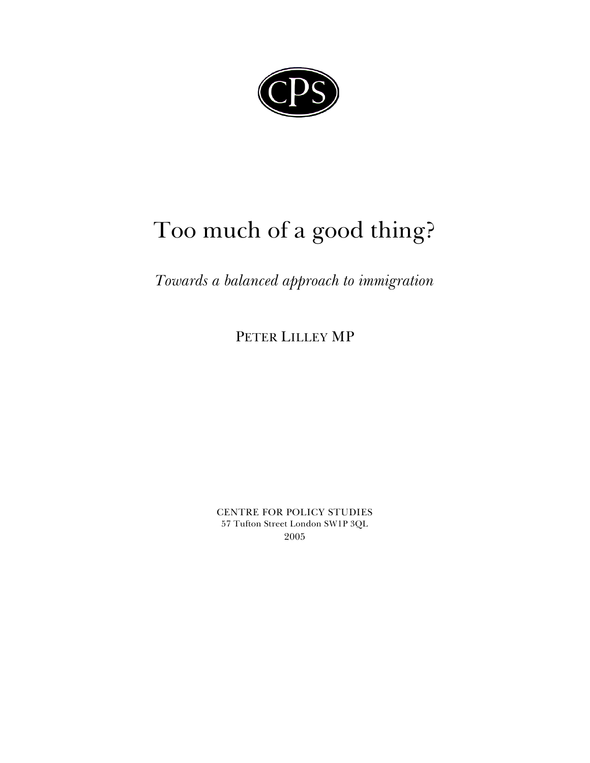CPS

# Too much of a good thing?

*Towards a balanced approach to immigration*

PETER LILLEY MP

CENTRE FOR POLICY STUDIES
57 Tufton Street London SW1P 3QL
2005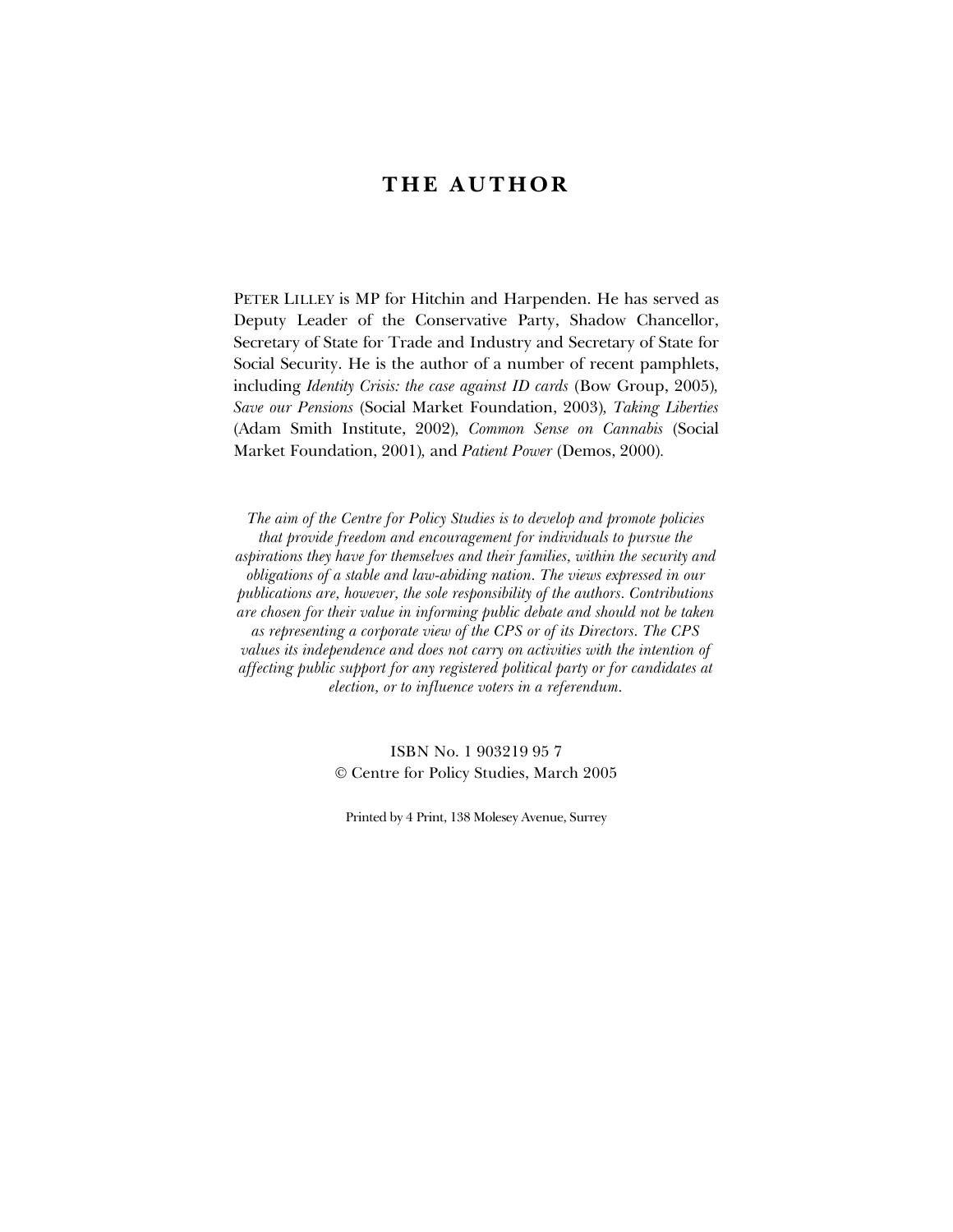# THE AUTHOR

PETER LILLEY is MP for Hitchin and Harpenden. He has served as Deputy Leader of the Conservative Party, Shadow Chancellor, Secretary of State for Trade and Industry and Secretary of State for Social Security. He is the author of a number of recent pamphlets, including *Identity Crisis: the case against ID cards* (Bow Group, 2005), *Save our Pensions* (Social Market Foundation, 2003), *Taking Liberties* (Adam Smith Institute, 2002), *Common Sense on Cannabis* (Social Market Foundation, 2001), and *Patient Power* (Demos, 2000).

*The aim of the Centre for Policy Studies is to develop and promote policies that provide freedom and encouragement for individuals to pursue the aspirations they have for themselves and their families, within the security and obligations of a stable and law-abiding nation. The views expressed in our publications are, however, the sole responsibility of the authors. Contributions are chosen for their value in informing public debate and should not be taken as representing a corporate view of the CPS or of its Directors. The CPS values its independence and does not carry on activities with the intention of affecting public support for any registered political party or for candidates at election, or to influence voters in a referendum.*

ISBN No. 1 903219 95 7
© Centre for Policy Studies, March 2005

Printed by 4 Print, 138 Molesey Avenue, Surrey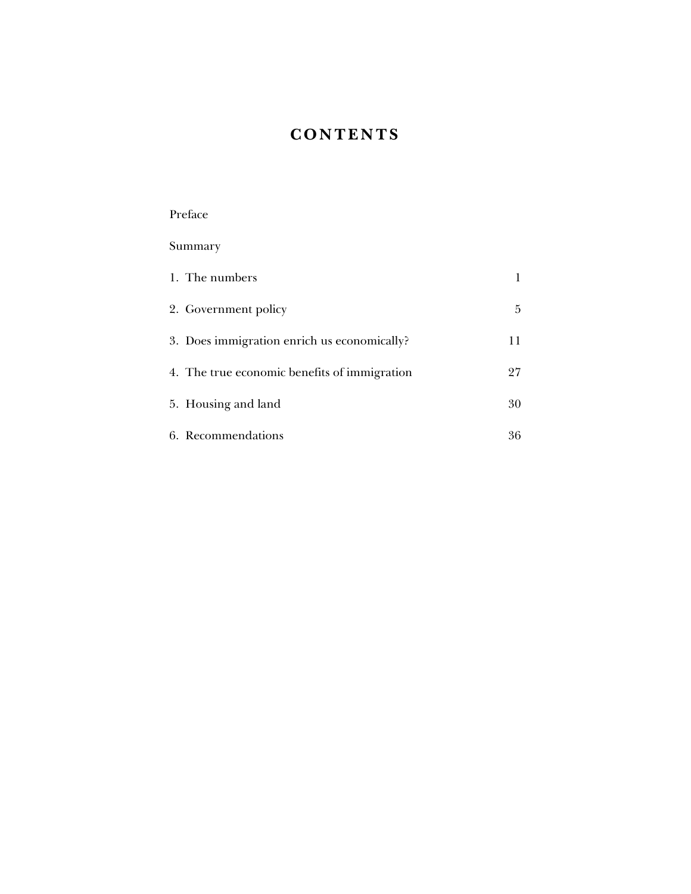# CONTENTS

Preface

Summary

1. The numbers 1

2. Government policy 5

3. Does immigration enrich us economically? 11

4. The true economic benefits of immigration 27

5. Housing and land 30

6. Recommendations 36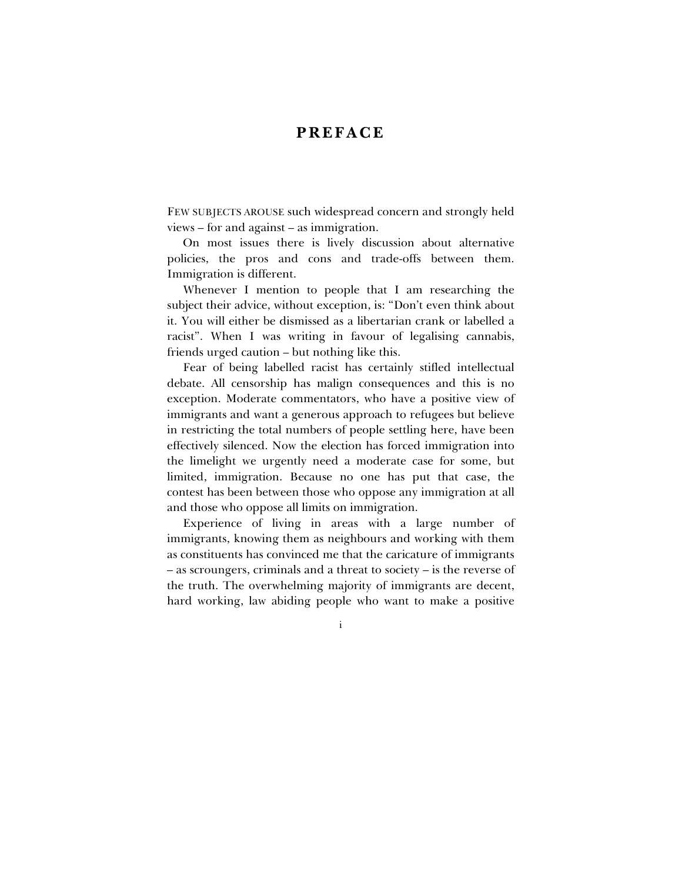# PREFACE

FEW SUBJECTS AROUSE such widespread concern and strongly held views – for and against – as immigration.

On most issues there is lively discussion about alternative policies, the pros and cons and trade-offs between them. Immigration is different.

Whenever I mention to people that I am researching the subject their advice, without exception, is: "Don't even think about it. You will either be dismissed as a libertarian crank or labelled a racist". When I was writing in favour of legalising cannabis, friends urged caution – but nothing like this.

Fear of being labelled racist has certainly stifled intellectual debate. All censorship has malign consequences and this is no exception. Moderate commentators, who have a positive view of immigrants and want a generous approach to refugees but believe in restricting the total numbers of people settling here, have been effectively silenced. Now the election has forced immigration into the limelight we urgently need a moderate case for some, but limited, immigration. Because no one has put that case, the contest has been between those who oppose any immigration at all and those who oppose all limits on immigration.

Experience of living in areas with a large number of immigrants, knowing them as neighbours and working with them as constituents has convinced me that the caricature of immigrants – as scroungers, criminals and a threat to society – is the reverse of the truth. The overwhelming majority of immigrants are decent, hard working, law abiding people who want to make a positive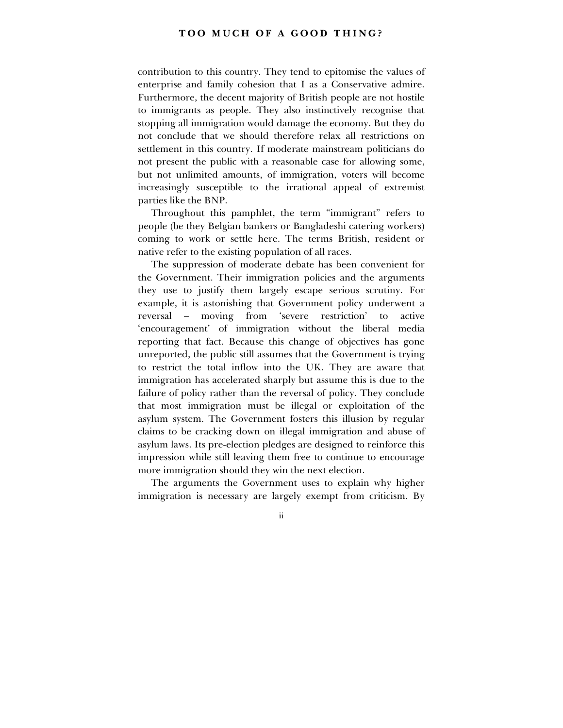contribution to this country. They tend to epitomise the values of enterprise and family cohesion that I as a Conservative admire. Furthermore, the decent majority of British people are not hostile to immigrants as people. They also instinctively recognise that stopping all immigration would damage the economy. But they do not conclude that we should therefore relax all restrictions on settlement in this country. If moderate mainstream politicians do not present the public with a reasonable case for allowing some, but not unlimited amounts, of immigration, voters will become increasingly susceptible to the irrational appeal of extremist parties like the BNP.

Throughout this pamphlet, the term "immigrant" refers to people (be they Belgian bankers or Bangladeshi catering workers) coming to work or settle here. The terms British, resident or native refer to the existing population of all races.

The suppression of moderate debate has been convenient for the Government. Their immigration policies and the arguments they use to justify them largely escape serious scrutiny. For example, it is astonishing that Government policy underwent a reversal – moving from 'severe restriction' to active 'encouragement' of immigration without the liberal media reporting that fact. Because this change of objectives has gone unreported, the public still assumes that the Government is trying to restrict the total inflow into the UK. They are aware that immigration has accelerated sharply but assume this is due to the failure of policy rather than the reversal of policy. They conclude that most immigration must be illegal or exploitation of the asylum system. The Government fosters this illusion by regular claims to be cracking down on illegal immigration and abuse of asylum laws. Its pre-election pledges are designed to reinforce this impression while still leaving them free to continue to encourage more immigration should they win the next election.

The arguments the Government uses to explain why higher immigration is necessary are largely exempt from criticism. By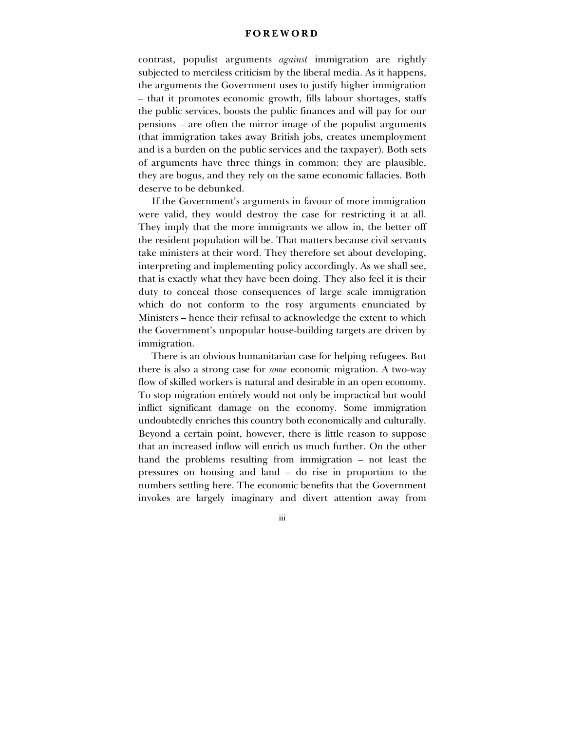contrast, populist arguments *against* immigration are rightly subjected to merciless criticism by the liberal media. As it happens, the arguments the Government uses to justify higher immigration – that it promotes economic growth, fills labour shortages, staffs the public services, boosts the public finances and will pay for our pensions – are often the mirror image of the populist arguments (that immigration takes away British jobs, creates unemployment and is a burden on the public services and the taxpayer). Both sets of arguments have three things in common: they are plausible, they are bogus, and they rely on the same economic fallacies. Both deserve to be debunked.

If the Government's arguments in favour of more immigration were valid, they would destroy the case for restricting it at all. They imply that the more immigrants we allow in, the better off the resident population will be. That matters because civil servants take ministers at their word. They therefore set about developing, interpreting and implementing policy accordingly. As we shall see, that is exactly what they have been doing. They also feel it is their duty to conceal those consequences of large scale immigration which do not conform to the rosy arguments enunciated by Ministers – hence their refusal to acknowledge the extent to which the Government's unpopular house-building targets are driven by immigration.

There is an obvious humanitarian case for helping refugees. But there is also a strong case for *some* economic migration. A two-way flow of skilled workers is natural and desirable in an open economy. To stop migration entirely would not only be impractical but would inflict significant damage on the economy. Some immigration undoubtedly enriches this country both economically and culturally. Beyond a certain point, however, there is little reason to suppose that an increased inflow will enrich us much further. On the other hand the problems resulting from immigration – not least the pressures on housing and land – do rise in proportion to the numbers settling here. The economic benefits that the Government invokes are largely imaginary and divert attention away from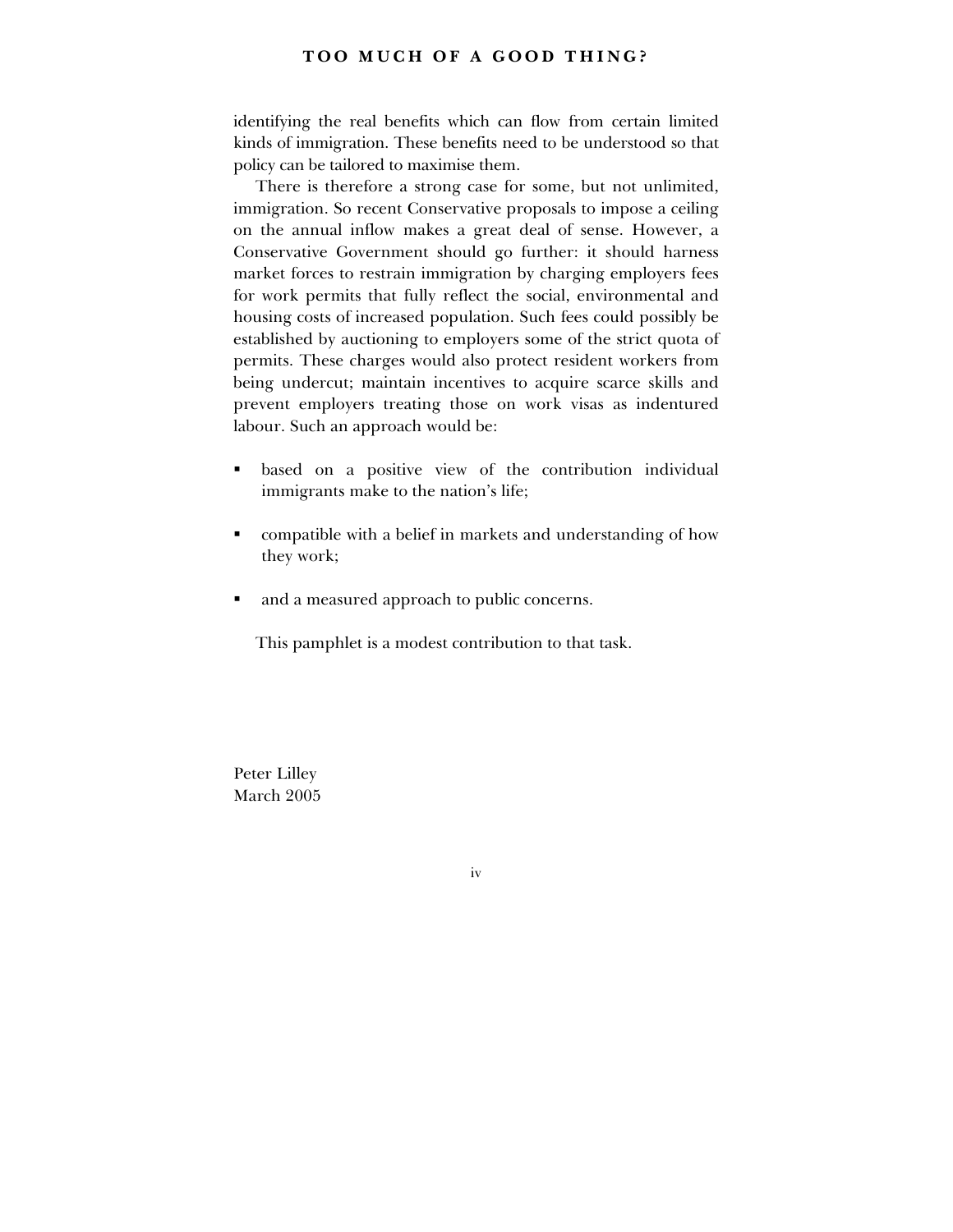identifying the real benefits which can flow from certain limited kinds of immigration. These benefits need to be understood so that policy can be tailored to maximise them.

There is therefore a strong case for some, but not unlimited, immigration. So recent Conservative proposals to impose a ceiling on the annual inflow makes a great deal of sense. However, a Conservative Government should go further: it should harness market forces to restrain immigration by charging employers fees for work permits that fully reflect the social, environmental and housing costs of increased population. Such fees could possibly be established by auctioning to employers some of the strict quota of permits. These charges would also protect resident workers from being undercut; maintain incentives to acquire scarce skills and prevent employers treating those on work visas as indentured labour. Such an approach would be:

- based on a positive view of the contribution individual immigrants make to the nation's life;
- compatible with a belief in markets and understanding of how they work;
- and a measured approach to public concerns.

This pamphlet is a modest contribution to that task.

Peter Lilley
March 2005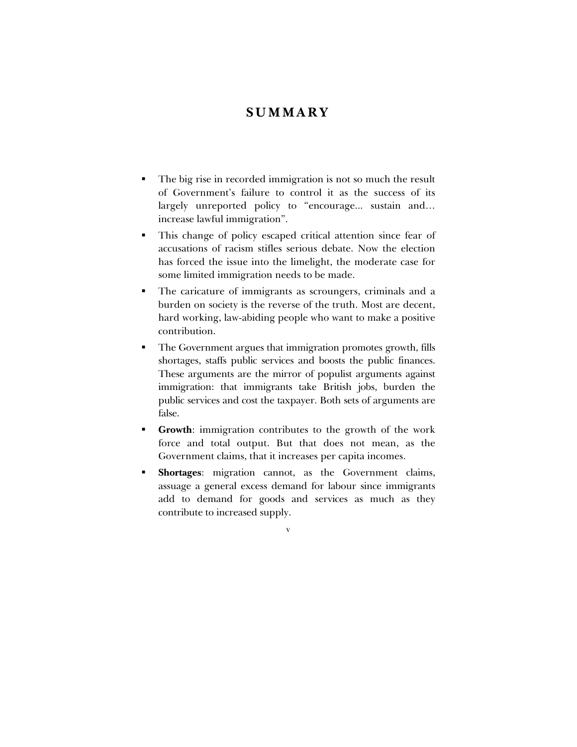# SUMMARY

- The big rise in recorded immigration is not so much the result of Government's failure to control it as the success of its largely unreported policy to "encourage... sustain and… increase lawful immigration".
- This change of policy escaped critical attention since fear of accusations of racism stifles serious debate. Now the election has forced the issue into the limelight, the moderate case for some limited immigration needs to be made.
- The caricature of immigrants as scroungers, criminals and a burden on society is the reverse of the truth. Most are decent, hard working, law-abiding people who want to make a positive contribution.
- The Government argues that immigration promotes growth, fills shortages, staffs public services and boosts the public finances. These arguments are the mirror of populist arguments against immigration: that immigrants take British jobs, burden the public services and cost the taxpayer. Both sets of arguments are false.
- **Growth**: immigration contributes to the growth of the work force and total output. But that does not mean, as the Government claims, that it increases per capita incomes.
- **Shortages**: migration cannot, as the Government claims, assuage a general excess demand for labour since immigrants add to demand for goods and services as much as they contribute to increased supply.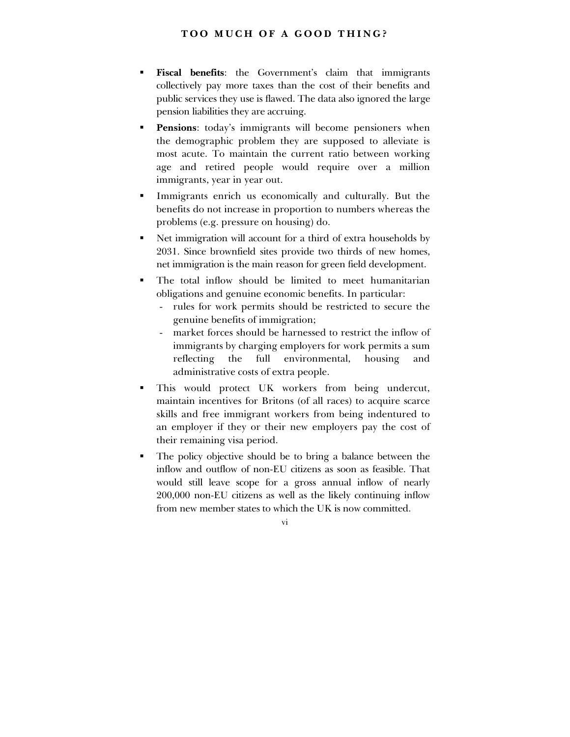- **Fiscal benefits**: the Government's claim that immigrants collectively pay more taxes than the cost of their benefits and public services they use is flawed. The data also ignored the large pension liabilities they are accruing.
- **Pensions**: today's immigrants will become pensioners when the demographic problem they are supposed to alleviate is most acute. To maintain the current ratio between working age and retired people would require over a million immigrants, year in year out.
- Immigrants enrich us economically and culturally. But the benefits do not increase in proportion to numbers whereas the problems (e.g. pressure on housing) do.
- Net immigration will account for a third of extra households by 2031. Since brownfield sites provide two thirds of new homes, net immigration is the main reason for green field development.
- The total inflow should be limited to meet humanitarian obligations and genuine economic benefits. In particular:
  - rules for work permits should be restricted to secure the genuine benefits of immigration;
  - market forces should be harnessed to restrict the inflow of immigrants by charging employers for work permits a sum reflecting the full environmental, housing and administrative costs of extra people.
- This would protect UK workers from being undercut, maintain incentives for Britons (of all races) to acquire scarce skills and free immigrant workers from being indentured to an employer if they or their new employers pay the cost of their remaining visa period.
- The policy objective should be to bring a balance between the inflow and outflow of non-EU citizens as soon as feasible. That would still leave scope for a gross annual inflow of nearly 200,000 non-EU citizens as well as the likely continuing inflow from new member states to which the UK is now committed.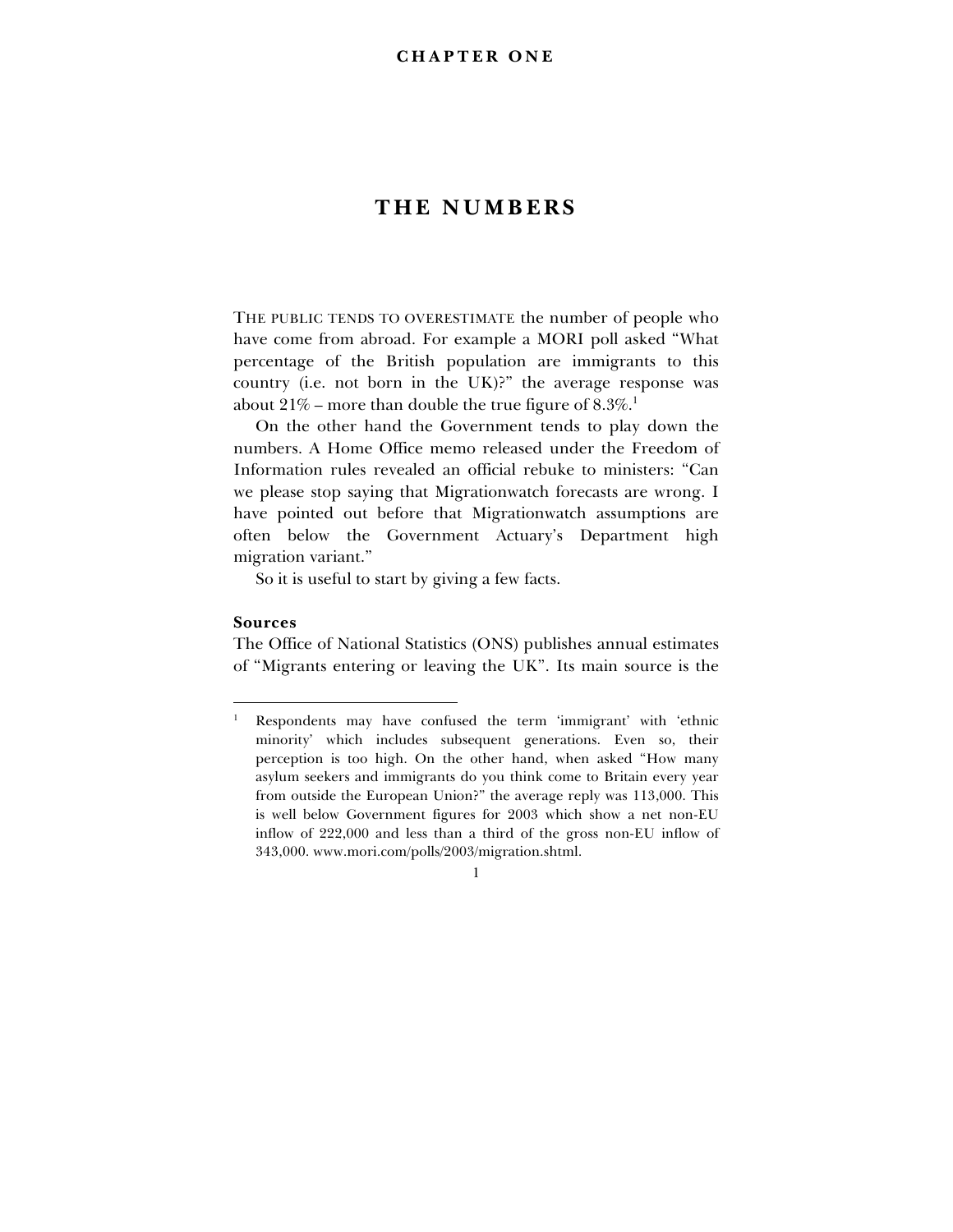CHAPTER ONE

# THE NUMBERS

The public tends to overestimate the number of people who have come from abroad. For example a MORI poll asked "What percentage of the British population are immigrants to this country (i.e. not born in the UK)?" the average response was about 21% – more than double the true figure of 8.3%.[1]

On the other hand the Government tends to play down the numbers. A Home Office memo released under the Freedom of Information rules revealed an official rebuke to ministers: "Can we please stop saying that Migrationwatch forecasts are wrong. I have pointed out before that Migrationwatch assumptions are often below the Government Actuary's Department high migration variant."

So it is useful to start by giving a few facts.

### Sources

The Office of National Statistics (ONS) publishes annual estimates of "Migrants entering or leaving the UK". Its main source is the

---

[1] Respondents may have confused the term 'immigrant' with 'ethnic minority' which includes subsequent generations. Even so, their perception is too high. On the other hand, when asked "How many asylum seekers and immigrants do you think come to Britain every year from outside the European Union?" the average reply was 113,000. This is well below Government figures for 2003 which show a net non-EU inflow of 222,000 and less than a third of the gross non-EU inflow of 343,000. www.mori.com/polls/2003/migration.shtml.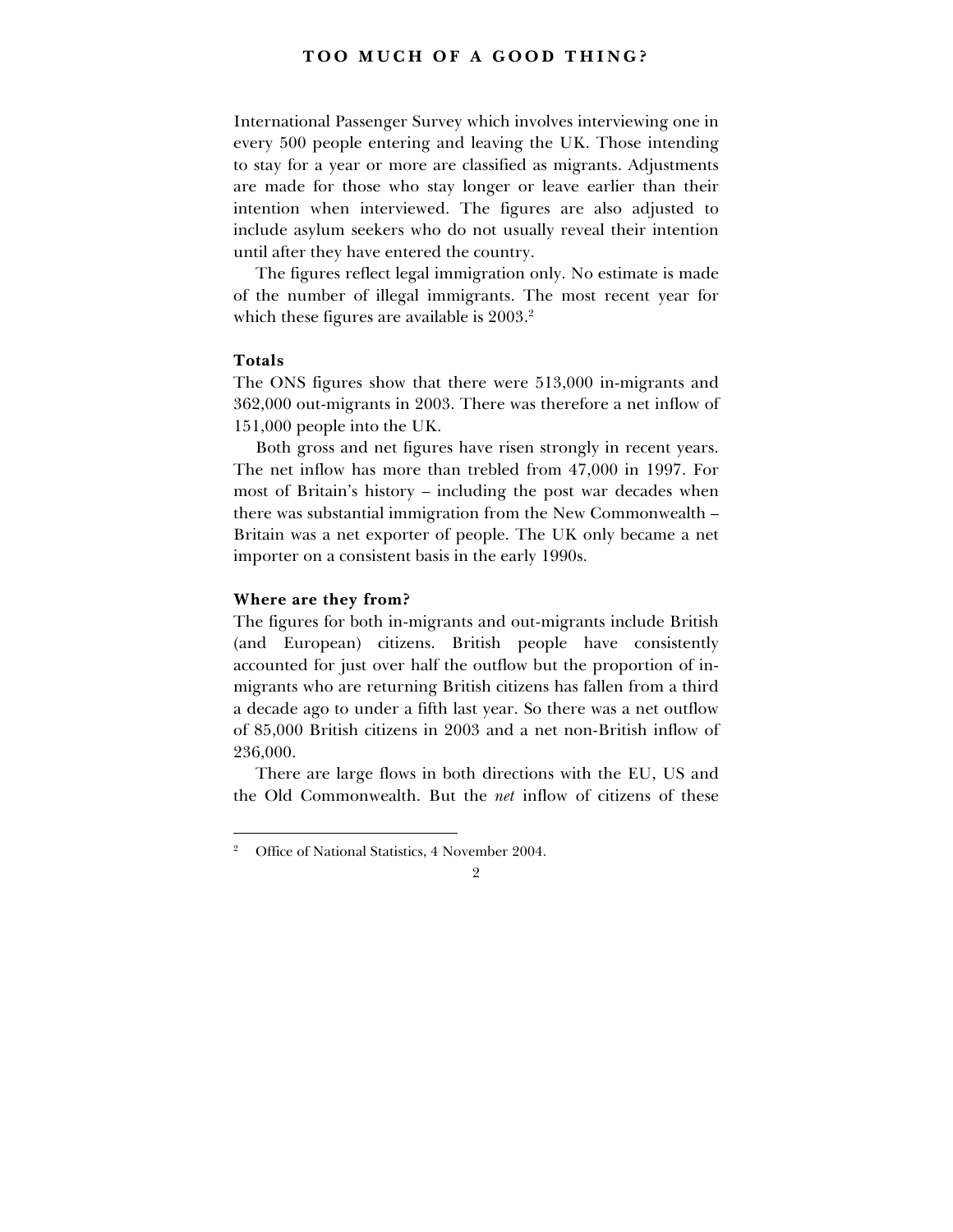International Passenger Survey which involves interviewing one in every 500 people entering and leaving the UK. Those intending to stay for a year or more are classified as migrants. Adjustments are made for those who stay longer or leave earlier than their intention when interviewed. The figures are also adjusted to include asylum seekers who do not usually reveal their intention until after they have entered the country.

The figures reflect legal immigration only. No estimate is made of the number of illegal immigrants. The most recent year for which these figures are available is 2003.[2]

**Totals**

The ONS figures show that there were 513,000 in-migrants and 362,000 out-migrants in 2003. There was therefore a net inflow of 151,000 people into the UK.

Both gross and net figures have risen strongly in recent years. The net inflow has more than trebled from 47,000 in 1997. For most of Britain's history – including the post war decades when there was substantial immigration from the New Commonwealth – Britain was a net exporter of people. The UK only became a net importer on a consistent basis in the early 1990s.

**Where are they from?**

The figures for both in-migrants and out-migrants include British (and European) citizens. British people have consistently accounted for just over half the outflow but the proportion of in-migrants who are returning British citizens has fallen from a third a decade ago to under a fifth last year. So there was a net outflow of 85,000 British citizens in 2003 and a net non-British inflow of 236,000.

There are large flows in both directions with the EU, US and the Old Commonwealth. But the *net* inflow of citizens of these

[2] Office of National Statistics, 4 November 2004.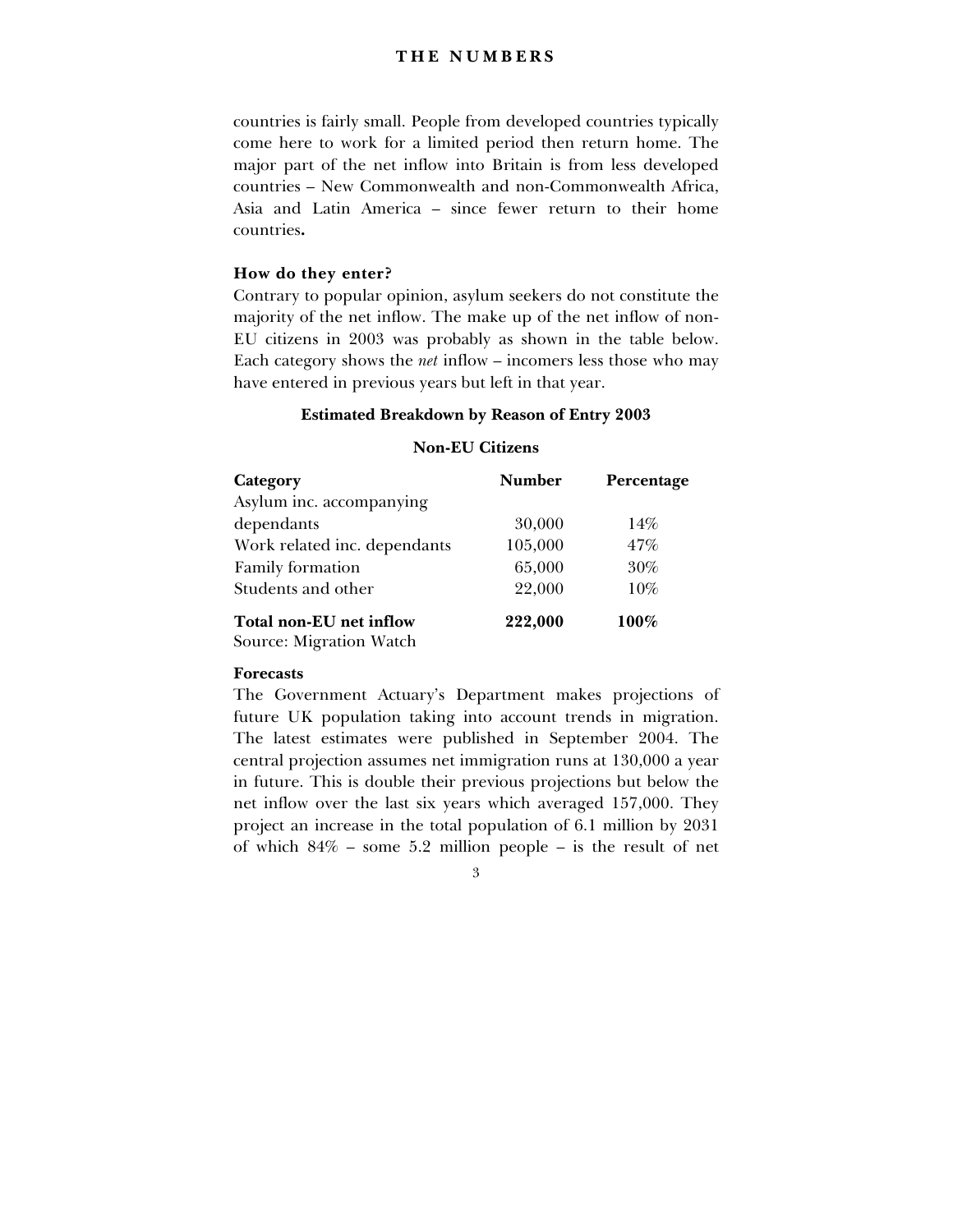countries is fairly small. People from developed countries typically come here to work for a limited period then return home. The major part of the net inflow into Britain is from less developed countries – New Commonwealth and non-Commonwealth Africa, Asia and Latin America – since fewer return to their home countries**.**

### How do they enter?

Contrary to popular opinion, asylum seekers do not constitute the majority of the net inflow. The make up of the net inflow of non-EU citizens in 2003 was probably as shown in the table below. Each category shows the *net* inflow – incomers less those who may have entered in previous years but left in that year.

**Estimated Breakdown by Reason of Entry 2003**

**Non-EU Citizens**

| **Category** | **Number** | **Percentage** |
|---|---|---|
| Asylum inc. accompanying dependants | 30,000 | 14% |
| Work related inc. dependants | 105,000 | 47% |
| Family formation | 65,000 | 30% |
| Students and other | 22,000 | 10% |
| **Total non-EU net inflow** | **222,000** | **100%** |

Source: Migration Watch

### Forecasts

The Government Actuary's Department makes projections of future UK population taking into account trends in migration. The latest estimates were published in September 2004. The central projection assumes net immigration runs at 130,000 a year in future. This is double their previous projections but below the net inflow over the last six years which averaged 157,000. They project an increase in the total population of 6.1 million by 2031 of which 84% – some 5.2 million people – is the result of net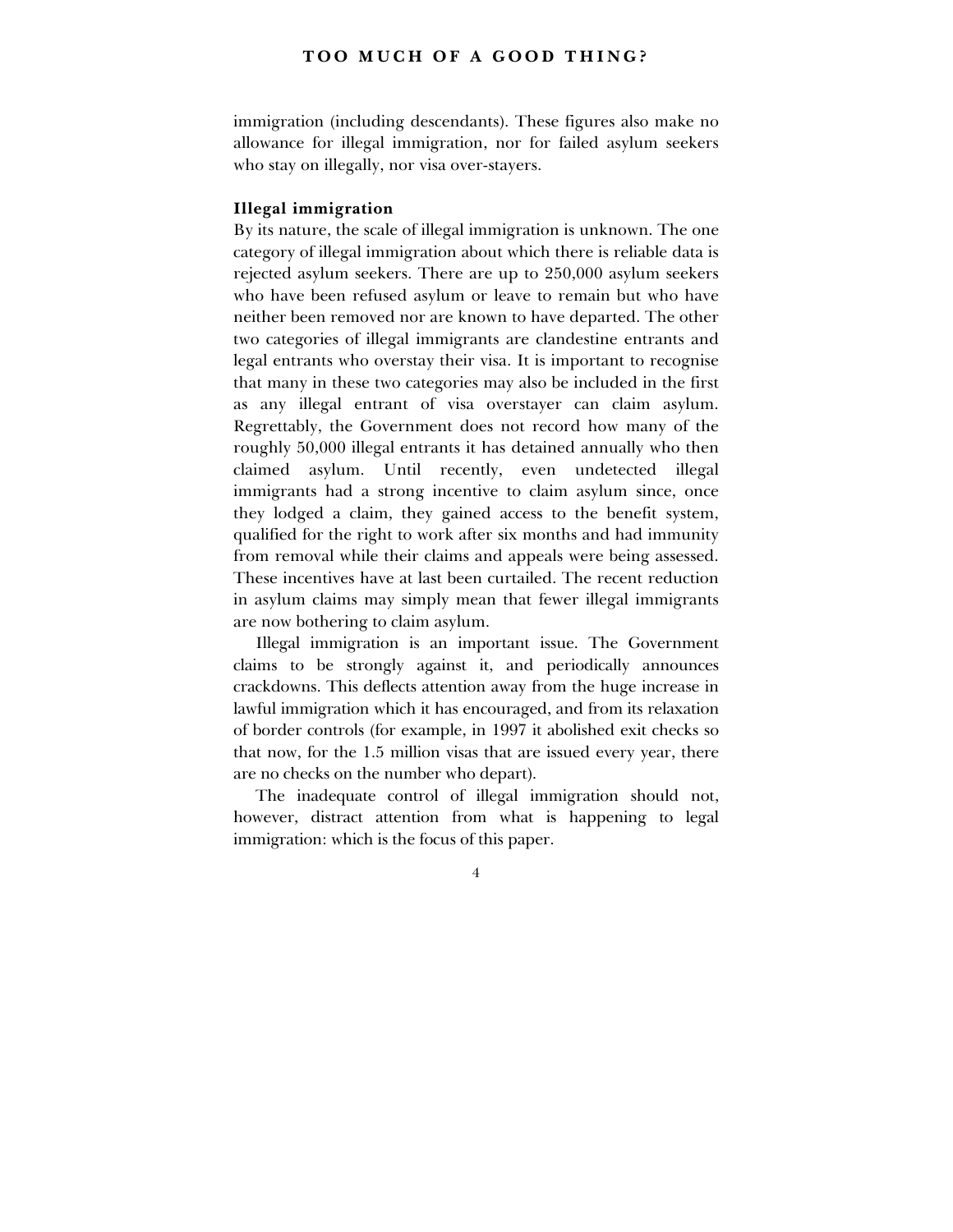immigration (including descendants). These figures also make no allowance for illegal immigration, nor for failed asylum seekers who stay on illegally, nor visa over-stayers.

**Illegal immigration**

By its nature, the scale of illegal immigration is unknown. The one category of illegal immigration about which there is reliable data is rejected asylum seekers. There are up to 250,000 asylum seekers who have been refused asylum or leave to remain but who have neither been removed nor are known to have departed. The other two categories of illegal immigrants are clandestine entrants and legal entrants who overstay their visa. It is important to recognise that many in these two categories may also be included in the first as any illegal entrant of visa overstayer can claim asylum. Regrettably, the Government does not record how many of the roughly 50,000 illegal entrants it has detained annually who then claimed asylum. Until recently, even undetected illegal immigrants had a strong incentive to claim asylum since, once they lodged a claim, they gained access to the benefit system, qualified for the right to work after six months and had immunity from removal while their claims and appeals were being assessed. These incentives have at last been curtailed. The recent reduction in asylum claims may simply mean that fewer illegal immigrants are now bothering to claim asylum.

Illegal immigration is an important issue. The Government claims to be strongly against it, and periodically announces crackdowns. This deflects attention away from the huge increase in lawful immigration which it has encouraged, and from its relaxation of border controls (for example, in 1997 it abolished exit checks so that now, for the 1.5 million visas that are issued every year, there are no checks on the number who depart).

The inadequate control of illegal immigration should not, however, distract attention from what is happening to legal immigration: which is the focus of this paper.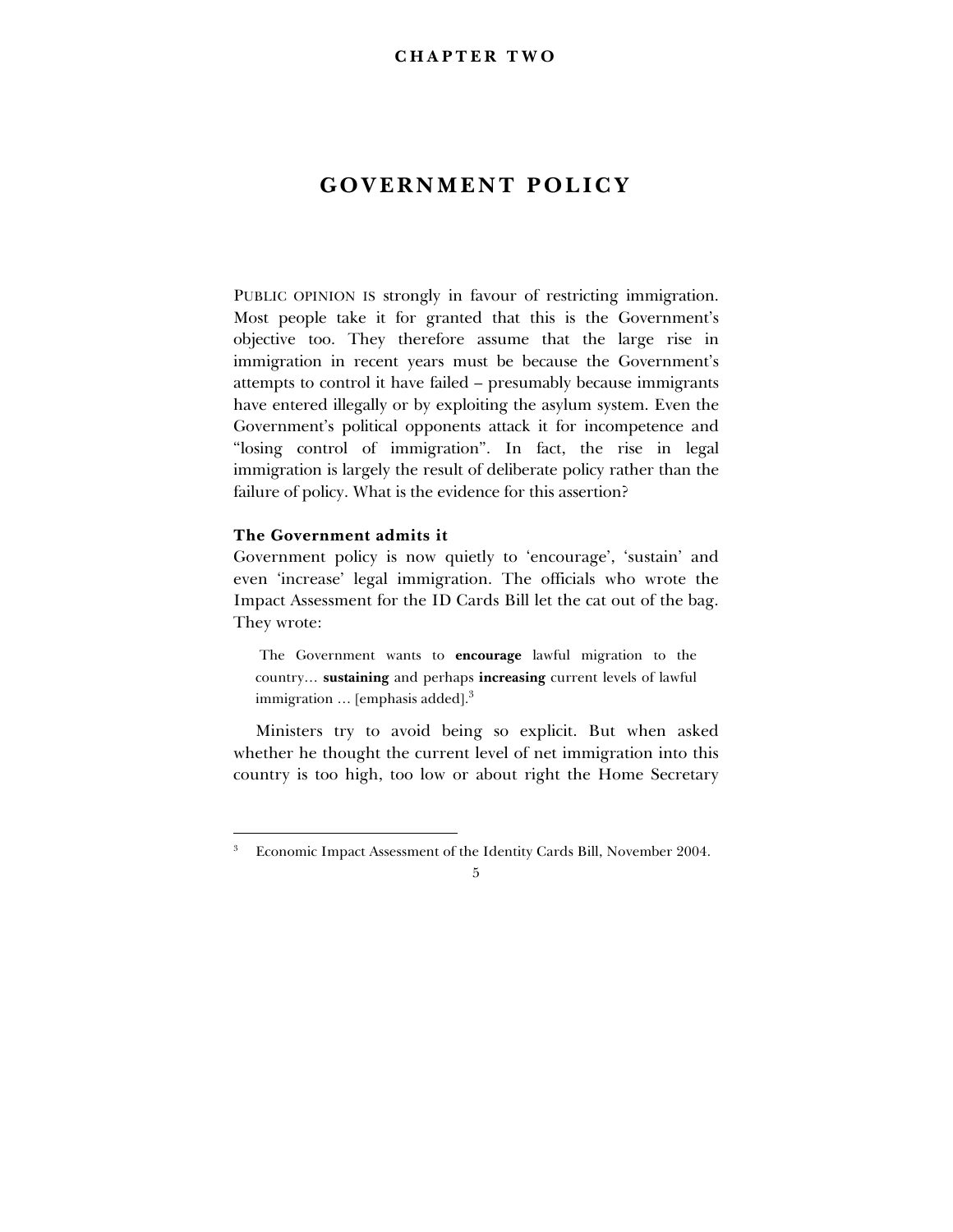# CHAPTER TWO

## GOVERNMENT POLICY

PUBLIC OPINION IS strongly in favour of restricting immigration. Most people take it for granted that this is the Government's objective too. They therefore assume that the large rise in immigration in recent years must be because the Government's attempts to control it have failed – presumably because immigrants have entered illegally or by exploiting the asylum system. Even the Government's political opponents attack it for incompetence and "losing control of immigration". In fact, the rise in legal immigration is largely the result of deliberate policy rather than the failure of policy. What is the evidence for this assertion?

### The Government admits it

Government policy is now quietly to 'encourage', 'sustain' and even 'increase' legal immigration. The officials who wrote the Impact Assessment for the ID Cards Bill let the cat out of the bag. They wrote:

> The Government wants to **encourage** lawful migration to the country… **sustaining** and perhaps **increasing** current levels of lawful immigration … [emphasis added].[3]

Ministers try to avoid being so explicit. But when asked whether he thought the current level of net immigration into this country is too high, too low or about right the Home Secretary

---

[3] Economic Impact Assessment of the Identity Cards Bill, November 2004.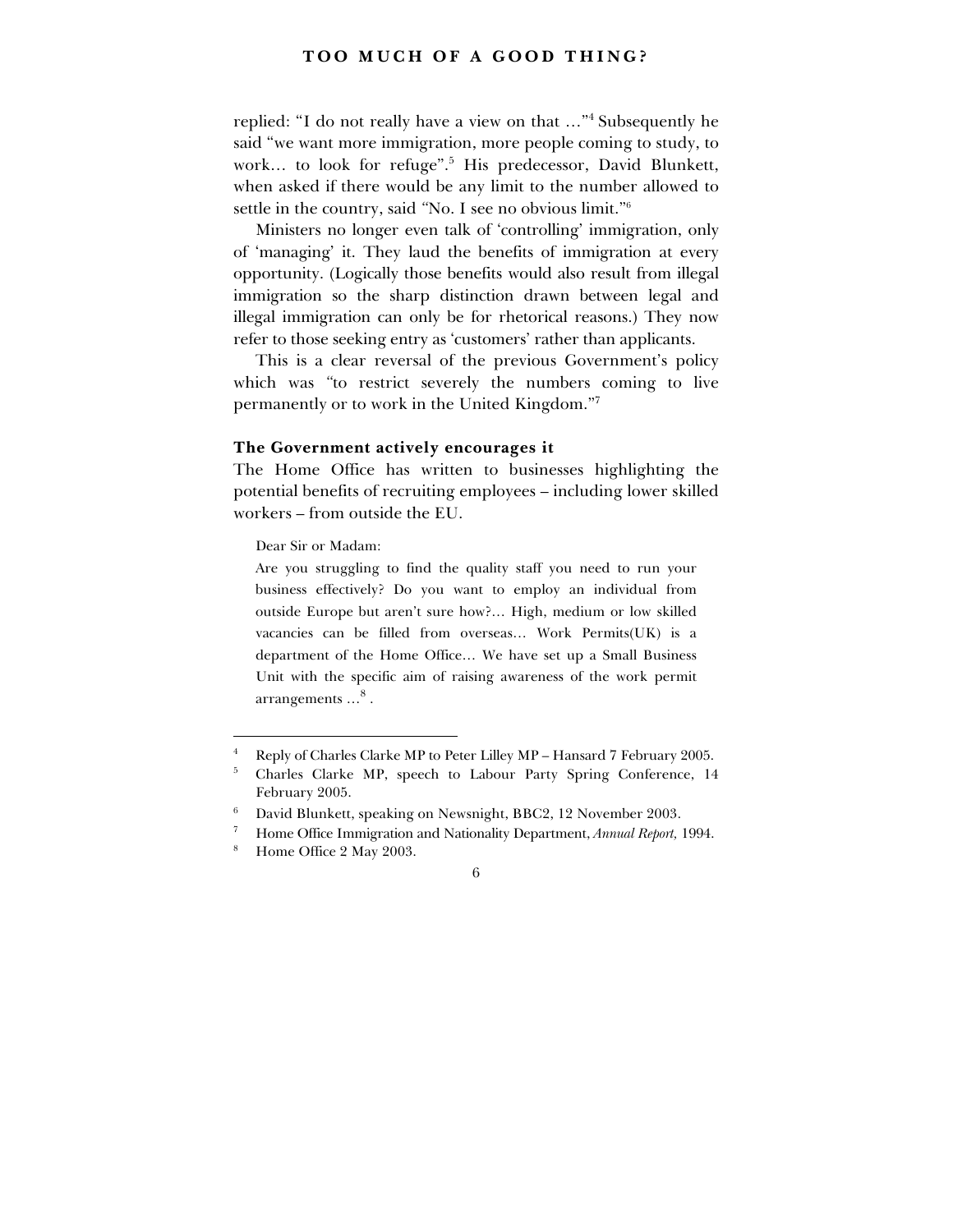replied: "I do not really have a view on that …"[4] Subsequently he said "we want more immigration, more people coming to study, to work… to look for refuge".[5] His predecessor, David Blunkett, when asked if there would be any limit to the number allowed to settle in the country, said "No. I see no obvious limit."[6]

Ministers no longer even talk of 'controlling' immigration, only of 'managing' it. They laud the benefits of immigration at every opportunity. (Logically those benefits would also result from illegal immigration so the sharp distinction drawn between legal and illegal immigration can only be for rhetorical reasons.) They now refer to those seeking entry as 'customers' rather than applicants.

This is a clear reversal of the previous Government's policy which was "to restrict severely the numbers coming to live permanently or to work in the United Kingdom."[7]

**The Government actively encourages it**

The Home Office has written to businesses highlighting the potential benefits of recruiting employees – including lower skilled workers – from outside the EU.

> Dear Sir or Madam:
>
> Are you struggling to find the quality staff you need to run your business effectively? Do you want to employ an individual from outside Europe but aren't sure how?… High, medium or low skilled vacancies can be filled from overseas… Work Permits(UK) is a department of the Home Office… We have set up a Small Business Unit with the specific aim of raising awareness of the work permit arrangements …[8].

---

[4] Reply of Charles Clarke MP to Peter Lilley MP – Hansard 7 February 2005.

[5] Charles Clarke MP, speech to Labour Party Spring Conference, 14 February 2005.

[6] David Blunkett, speaking on Newsnight, BBC2, 12 November 2003.

[7] Home Office Immigration and Nationality Department, *Annual Report,* 1994.

[8] Home Office 2 May 2003.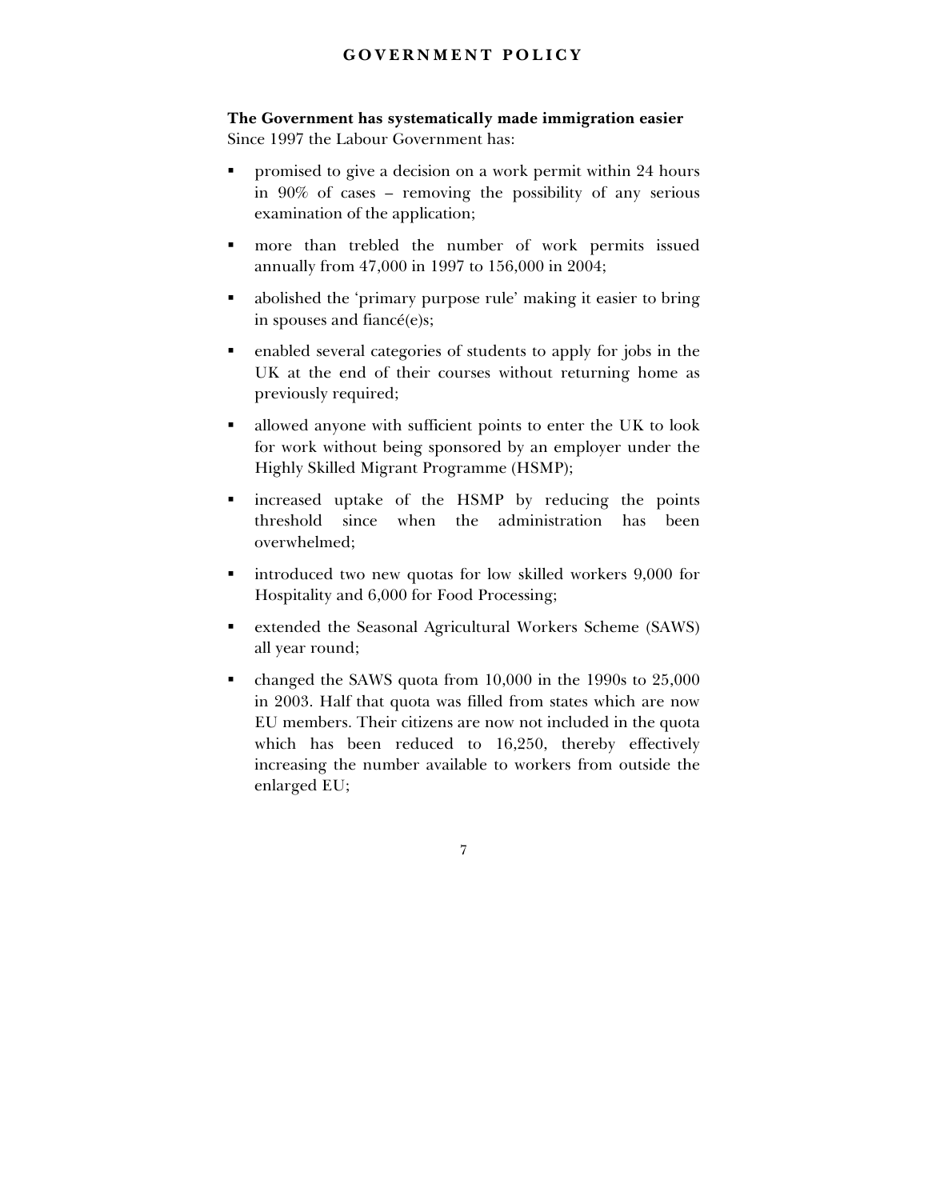**The Government has systematically made immigration easier**

Since 1997 the Labour Government has:

- promised to give a decision on a work permit within 24 hours in 90% of cases – removing the possibility of any serious examination of the application;
- more than trebled the number of work permits issued annually from 47,000 in 1997 to 156,000 in 2004;
- abolished the 'primary purpose rule' making it easier to bring in spouses and fiancé(e)s;
- enabled several categories of students to apply for jobs in the UK at the end of their courses without returning home as previously required;
- allowed anyone with sufficient points to enter the UK to look for work without being sponsored by an employer under the Highly Skilled Migrant Programme (HSMP);
- increased uptake of the HSMP by reducing the points threshold since when the administration has been overwhelmed;
- introduced two new quotas for low skilled workers 9,000 for Hospitality and 6,000 for Food Processing;
- extended the Seasonal Agricultural Workers Scheme (SAWS) all year round;
- changed the SAWS quota from 10,000 in the 1990s to 25,000 in 2003. Half that quota was filled from states which are now EU members. Their citizens are now not included in the quota which has been reduced to 16,250, thereby effectively increasing the number available to workers from outside the enlarged EU;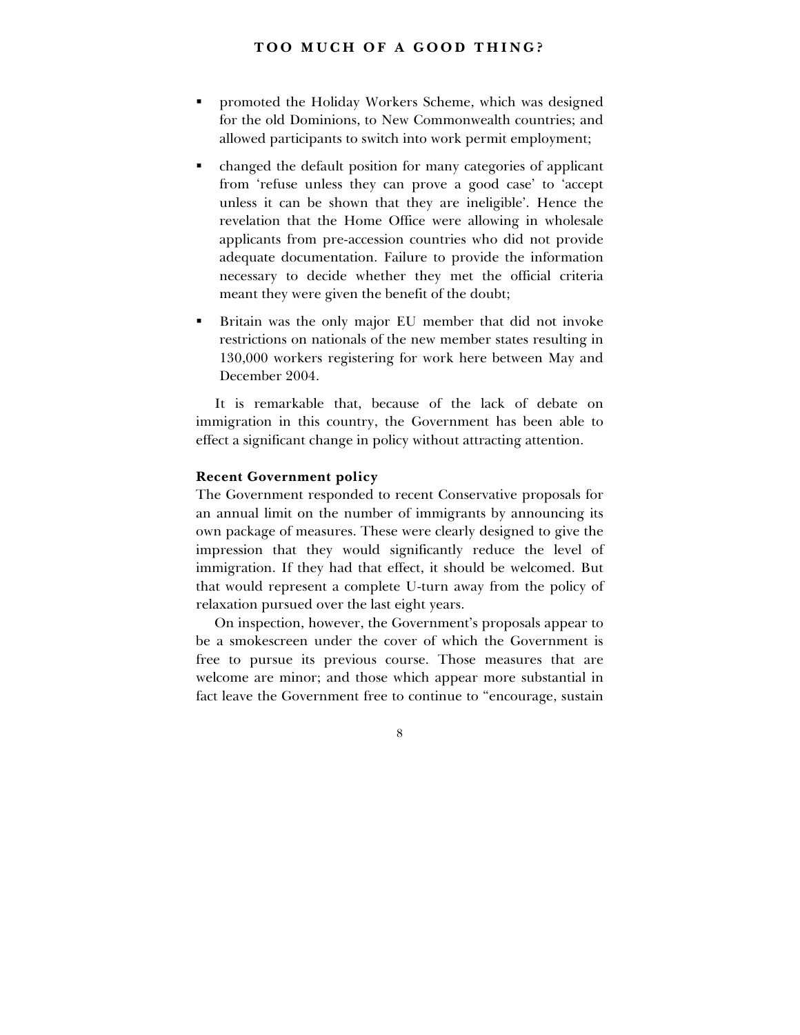- promoted the Holiday Workers Scheme, which was designed for the old Dominions, to New Commonwealth countries; and allowed participants to switch into work permit employment;

- changed the default position for many categories of applicant from 'refuse unless they can prove a good case' to 'accept unless it can be shown that they are ineligible'. Hence the revelation that the Home Office were allowing in wholesale applicants from pre-accession countries who did not provide adequate documentation. Failure to provide the information necessary to decide whether they met the official criteria meant they were given the benefit of the doubt;

- Britain was the only major EU member that did not invoke restrictions on nationals of the new member states resulting in 130,000 workers registering for work here between May and December 2004.

It is remarkable that, because of the lack of debate on immigration in this country, the Government has been able to effect a significant change in policy without attracting attention.

**Recent Government policy**

The Government responded to recent Conservative proposals for an annual limit on the number of immigrants by announcing its own package of measures. These were clearly designed to give the impression that they would significantly reduce the level of immigration. If they had that effect, it should be welcomed. But that would represent a complete U-turn away from the policy of relaxation pursued over the last eight years.

On inspection, however, the Government's proposals appear to be a smokescreen under the cover of which the Government is free to pursue its previous course. Those measures that are welcome are minor; and those which appear more substantial in fact leave the Government free to continue to "encourage, sustain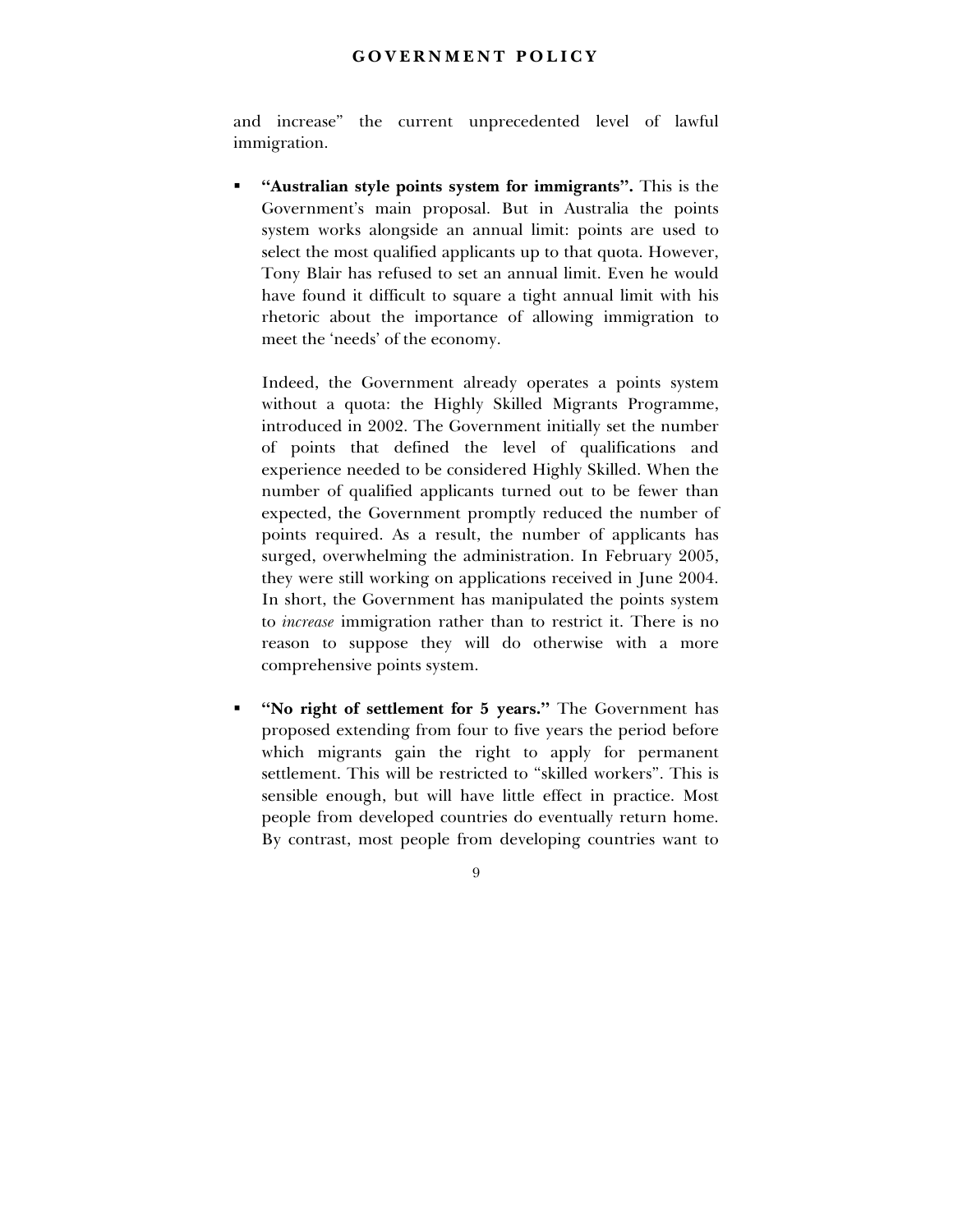and increase" the current unprecedented level of lawful immigration.

- **"Australian style points system for immigrants".** This is the Government's main proposal. But in Australia the points system works alongside an annual limit: points are used to select the most qualified applicants up to that quota. However, Tony Blair has refused to set an annual limit. Even he would have found it difficult to square a tight annual limit with his rhetoric about the importance of allowing immigration to meet the 'needs' of the economy.

  Indeed, the Government already operates a points system without a quota: the Highly Skilled Migrants Programme, introduced in 2002. The Government initially set the number of points that defined the level of qualifications and experience needed to be considered Highly Skilled. When the number of qualified applicants turned out to be fewer than expected, the Government promptly reduced the number of points required. As a result, the number of applicants has surged, overwhelming the administration. In February 2005, they were still working on applications received in June 2004. In short, the Government has manipulated the points system to *increase* immigration rather than to restrict it. There is no reason to suppose they will do otherwise with a more comprehensive points system.

- **"No right of settlement for 5 years."** The Government has proposed extending from four to five years the period before which migrants gain the right to apply for permanent settlement. This will be restricted to "skilled workers". This is sensible enough, but will have little effect in practice. Most people from developed countries do eventually return home. By contrast, most people from developing countries want to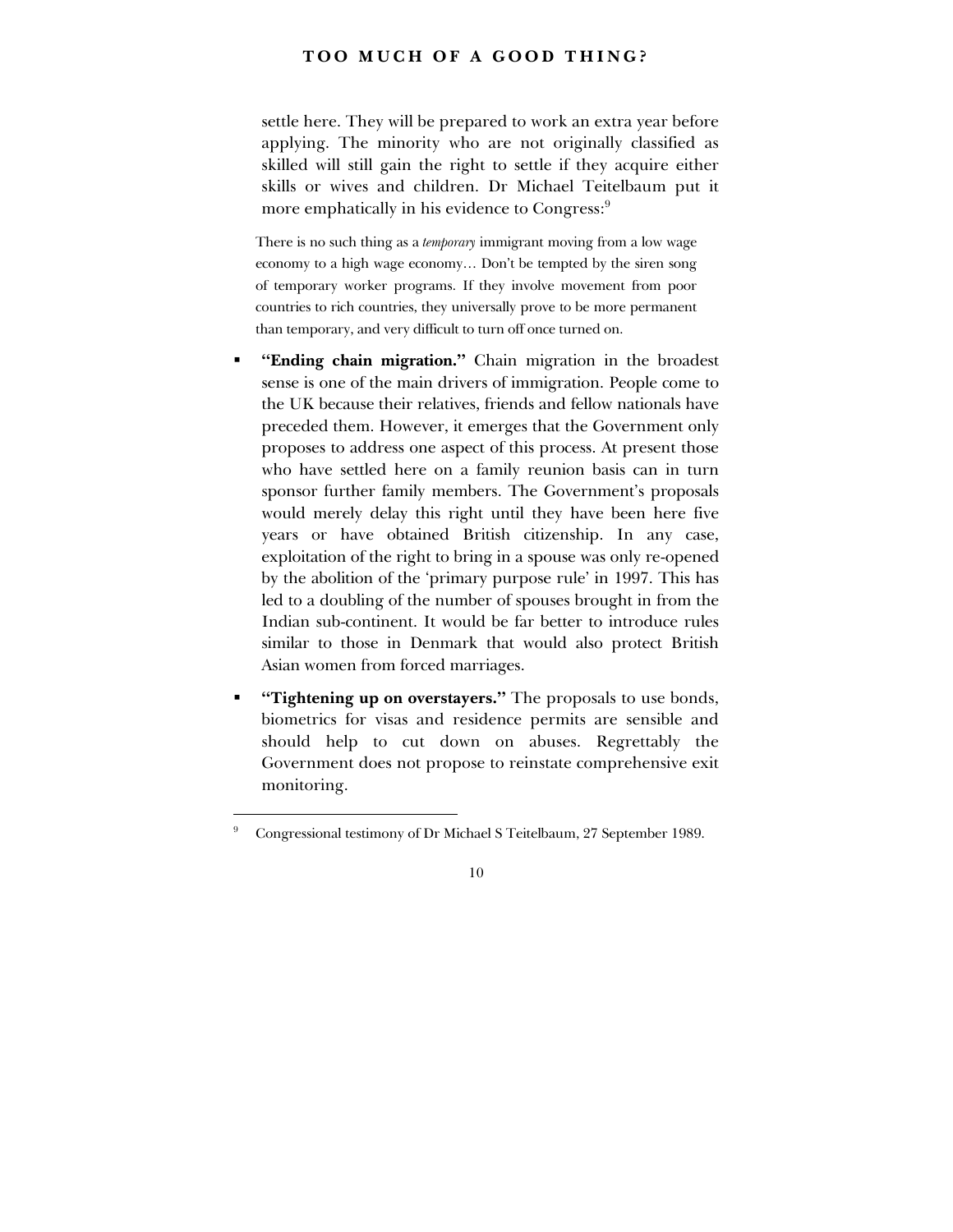settle here. They will be prepared to work an extra year before applying. The minority who are not originally classified as skilled will still gain the right to settle if they acquire either skills or wives and children. Dr Michael Teitelbaum put it more emphatically in his evidence to Congress:[9]

> There is no such thing as a *temporary* immigrant moving from a low wage economy to a high wage economy… Don't be tempted by the siren song of temporary worker programs. If they involve movement from poor countries to rich countries, they universally prove to be more permanent than temporary, and very difficult to turn off once turned on.

- **"Ending chain migration."** Chain migration in the broadest sense is one of the main drivers of immigration. People come to the UK because their relatives, friends and fellow nationals have preceded them. However, it emerges that the Government only proposes to address one aspect of this process. At present those who have settled here on a family reunion basis can in turn sponsor further family members. The Government's proposals would merely delay this right until they have been here five years or have obtained British citizenship. In any case, exploitation of the right to bring in a spouse was only re-opened by the abolition of the 'primary purpose rule' in 1997. This has led to a doubling of the number of spouses brought in from the Indian sub-continent. It would be far better to introduce rules similar to those in Denmark that would also protect British Asian women from forced marriages.
- **"Tightening up on overstayers."** The proposals to use bonds, biometrics for visas and residence permits are sensible and should help to cut down on abuses. Regrettably the Government does not propose to reinstate comprehensive exit monitoring.

---

[9] Congressional testimony of Dr Michael S Teitelbaum, 27 September 1989.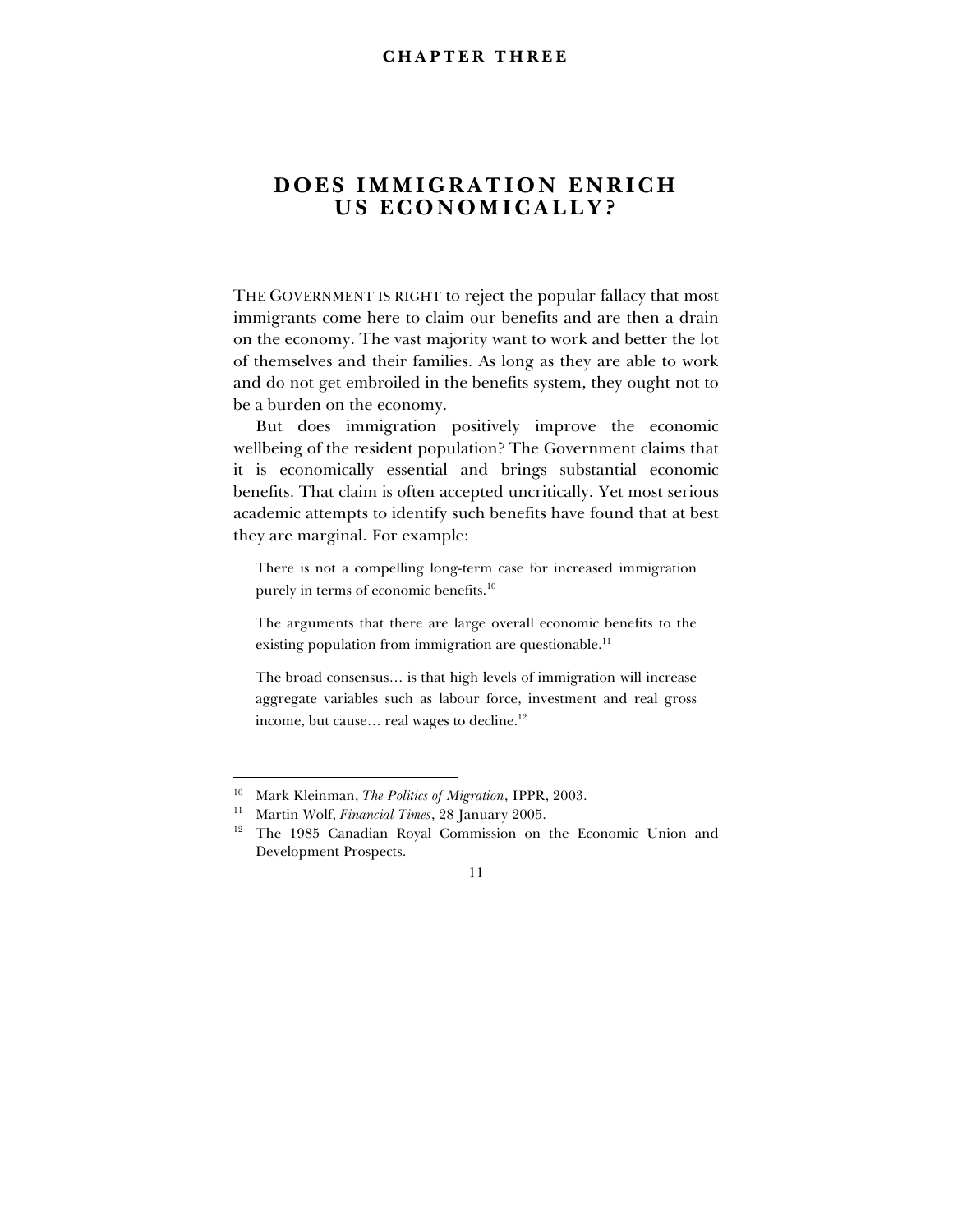## CHAPTER THREE

# DOES IMMIGRATION ENRICH US ECONOMICALLY?

THE GOVERNMENT IS RIGHT to reject the popular fallacy that most immigrants come here to claim our benefits and are then a drain on the economy. The vast majority want to work and better the lot of themselves and their families. As long as they are able to work and do not get embroiled in the benefits system, they ought not to be a burden on the economy.

But does immigration positively improve the economic wellbeing of the resident population? The Government claims that it is economically essential and brings substantial economic benefits. That claim is often accepted uncritically. Yet most serious academic attempts to identify such benefits have found that at best they are marginal. For example:

> There is not a compelling long-term case for increased immigration purely in terms of economic benefits.[10]

> The arguments that there are large overall economic benefits to the existing population from immigration are questionable.[11]

> The broad consensus… is that high levels of immigration will increase aggregate variables such as labour force, investment and real gross income, but cause… real wages to decline.[12]

---

[10] Mark Kleinman, *The Politics of Migration*, IPPR, 2003.

[11] Martin Wolf, *Financial Times*, 28 January 2005.

[12] The 1985 Canadian Royal Commission on the Economic Union and Development Prospects.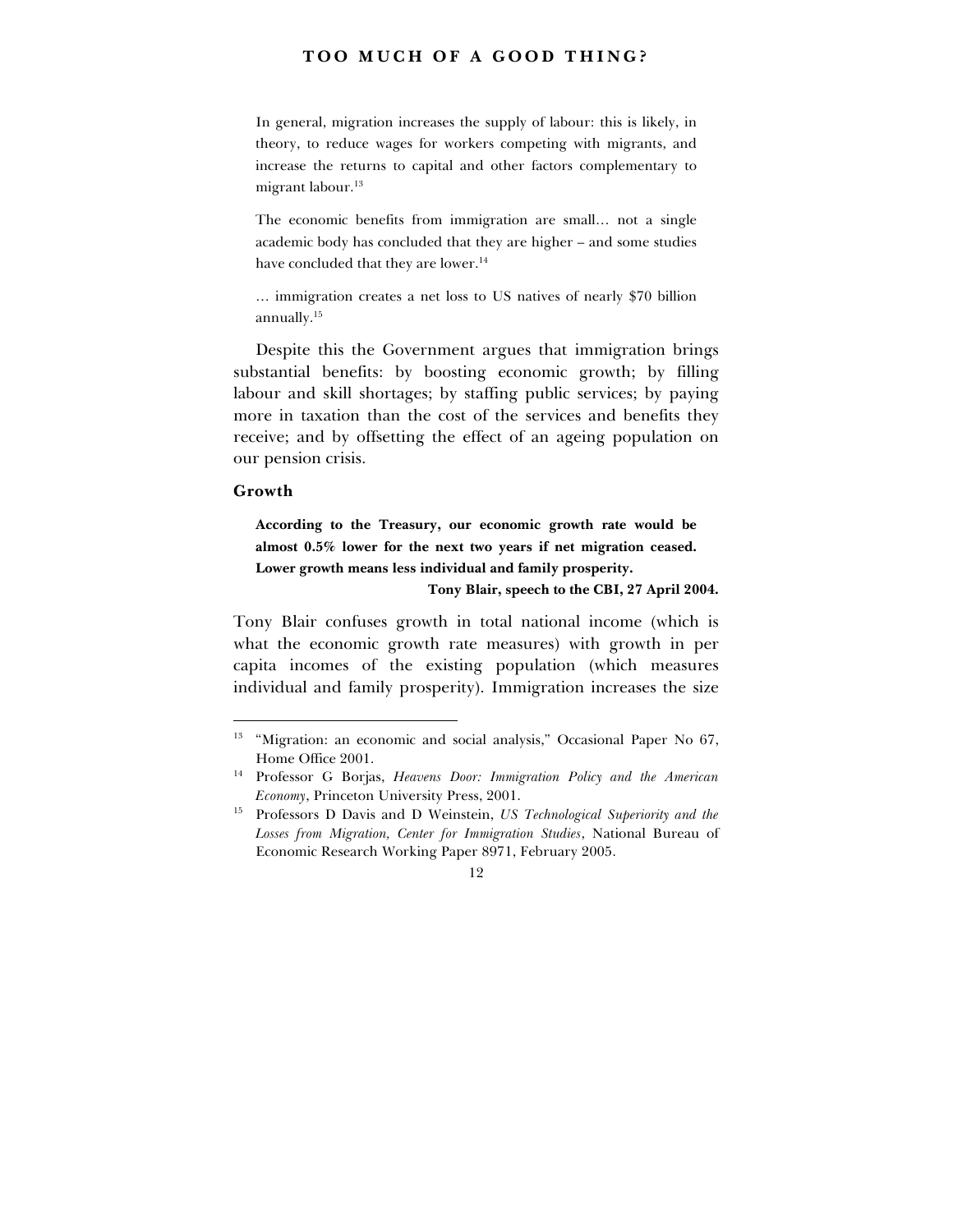> In general, migration increases the supply of labour: this is likely, in theory, to reduce wages for workers competing with migrants, and increase the returns to capital and other factors complementary to migrant labour.[13]

> The economic benefits from immigration are small… not a single academic body has concluded that they are higher – and some studies have concluded that they are lower.[14]

> … immigration creates a net loss to US natives of nearly $70 billion annually.[15]

Despite this the Government argues that immigration brings substantial benefits: by boosting economic growth; by filling labour and skill shortages; by staffing public services; by paying more in taxation than the cost of the services and benefits they receive; and by offsetting the effect of an ageing population on our pension crisis.

### Growth

> **According to the Treasury, our economic growth rate would be almost 0.5% lower for the next two years if net migration ceased. Lower growth means less individual and family prosperity.**
>
> **Tony Blair, speech to the CBI, 27 April 2004.**

Tony Blair confuses growth in total national income (which is what the economic growth rate measures) with growth in per capita incomes of the existing population (which measures individual and family prosperity). Immigration increases the size

---

[13] "Migration: an economic and social analysis," Occasional Paper No 67, Home Office 2001.

[14] Professor G Borjas, *Heavens Door: Immigration Policy and the American Economy*, Princeton University Press, 2001.

[15] Professors D Davis and D Weinstein, *US Technological Superiority and the Losses from Migration, Center for Immigration Studies*, National Bureau of Economic Research Working Paper 8971, February 2005.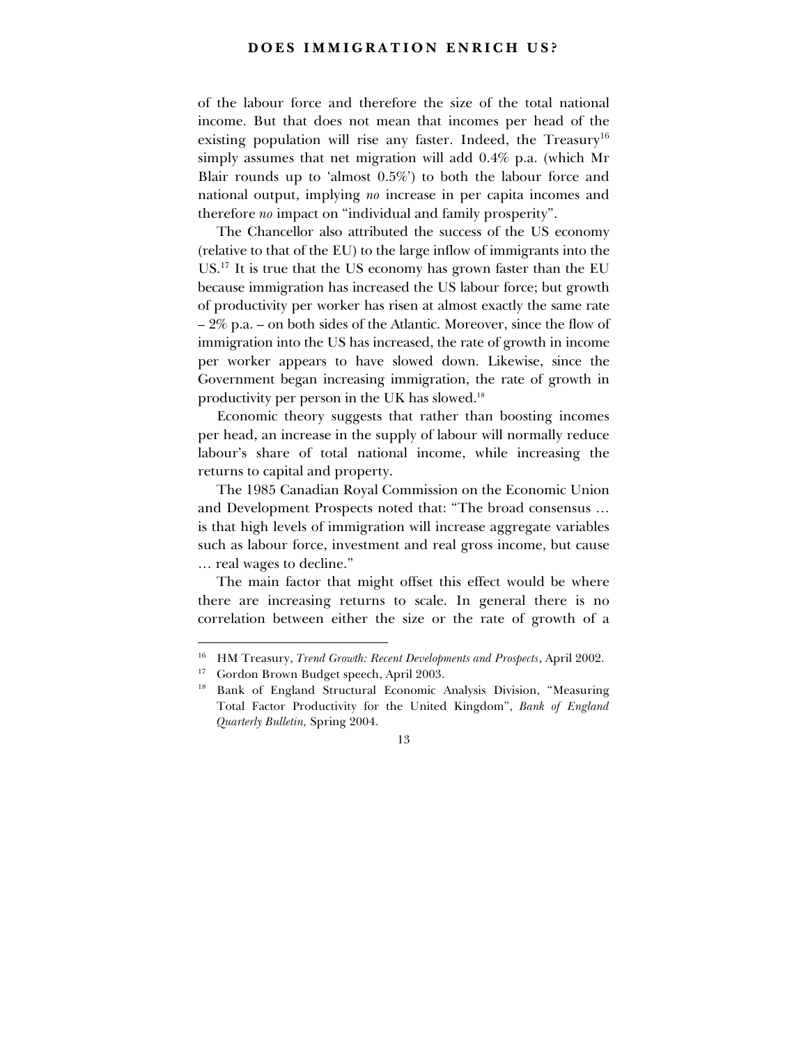of the labour force and therefore the size of the total national income. But that does not mean that incomes per head of the existing population will rise any faster. Indeed, the Treasury[16] simply assumes that net migration will add 0.4% p.a. (which Mr Blair rounds up to 'almost 0.5%') to both the labour force and national output, implying *no* increase in per capita incomes and therefore *no* impact on "individual and family prosperity".

The Chancellor also attributed the success of the US economy (relative to that of the EU) to the large inflow of immigrants into the US.[17] It is true that the US economy has grown faster than the EU because immigration has increased the US labour force; but growth of productivity per worker has risen at almost exactly the same rate – 2% p.a. – on both sides of the Atlantic. Moreover, since the flow of immigration into the US has increased, the rate of growth in income per worker appears to have slowed down. Likewise, since the Government began increasing immigration, the rate of growth in productivity per person in the UK has slowed.[18]

Economic theory suggests that rather than boosting incomes per head, an increase in the supply of labour will normally reduce labour's share of total national income, while increasing the returns to capital and property.

The 1985 Canadian Royal Commission on the Economic Union and Development Prospects noted that: "The broad consensus … is that high levels of immigration will increase aggregate variables such as labour force, investment and real gross income, but cause … real wages to decline."

The main factor that might offset this effect would be where there are increasing returns to scale. In general there is no correlation between either the size or the rate of growth of a

---

[16] HM Treasury, *Trend Growth: Recent Developments and Prospects*, April 2002.

[17] Gordon Brown Budget speech, April 2003.

[18] Bank of England Structural Economic Analysis Division, "Measuring Total Factor Productivity for the United Kingdom", *Bank of England Quarterly Bulletin,* Spring 2004.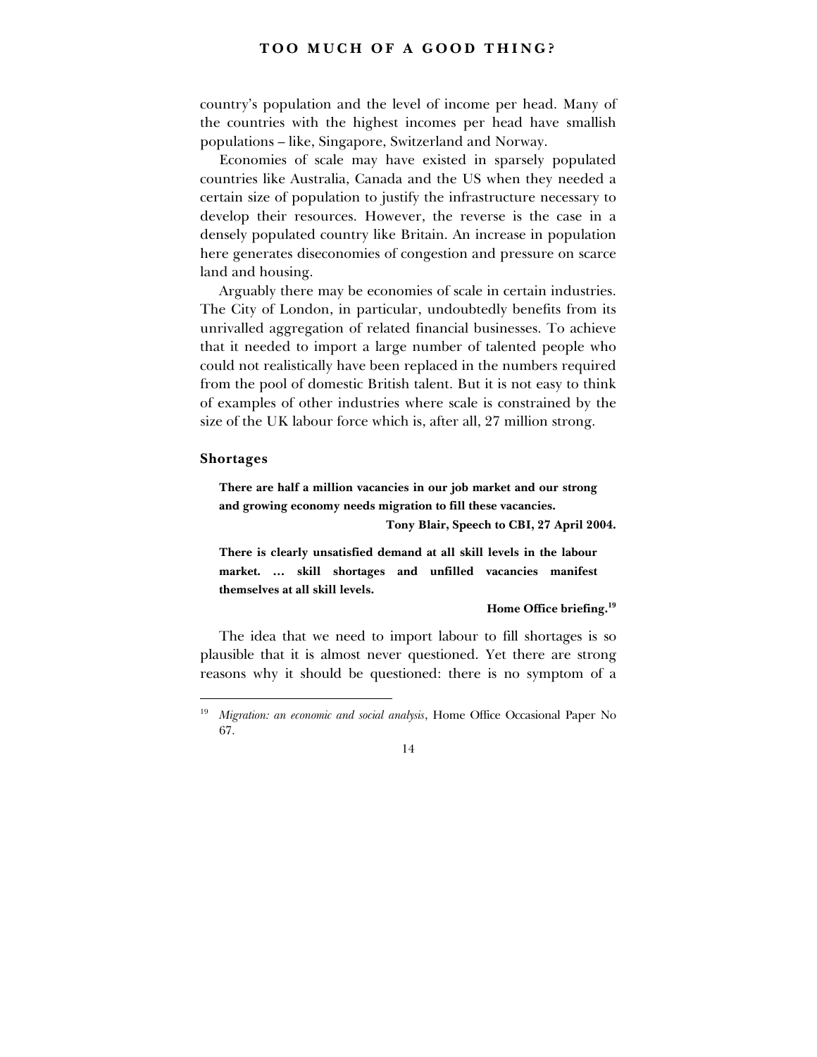country's population and the level of income per head. Many of the countries with the highest incomes per head have smallish populations – like, Singapore, Switzerland and Norway.

Economies of scale may have existed in sparsely populated countries like Australia, Canada and the US when they needed a certain size of population to justify the infrastructure necessary to develop their resources. However, the reverse is the case in a densely populated country like Britain. An increase in population here generates diseconomies of congestion and pressure on scarce land and housing.

Arguably there may be economies of scale in certain industries. The City of London, in particular, undoubtedly benefits from its unrivalled aggregation of related financial businesses. To achieve that it needed to import a large number of talented people who could not realistically have been replaced in the numbers required from the pool of domestic British talent. But it is not easy to think of examples of other industries where scale is constrained by the size of the UK labour force which is, after all, 27 million strong.

### Shortages

> **There are half a million vacancies in our job market and our strong and growing economy needs migration to fill these vacancies.**
>
> **Tony Blair, Speech to CBI, 27 April 2004.**

> **There is clearly unsatisfied demand at all skill levels in the labour market. … skill shortages and unfilled vacancies manifest themselves at all skill levels.**
>
> **Home Office briefing.**[19]

The idea that we need to import labour to fill shortages is so plausible that it is almost never questioned. Yet there are strong reasons why it should be questioned: there is no symptom of a

---

[19] *Migration: an economic and social analysis*, Home Office Occasional Paper No 67.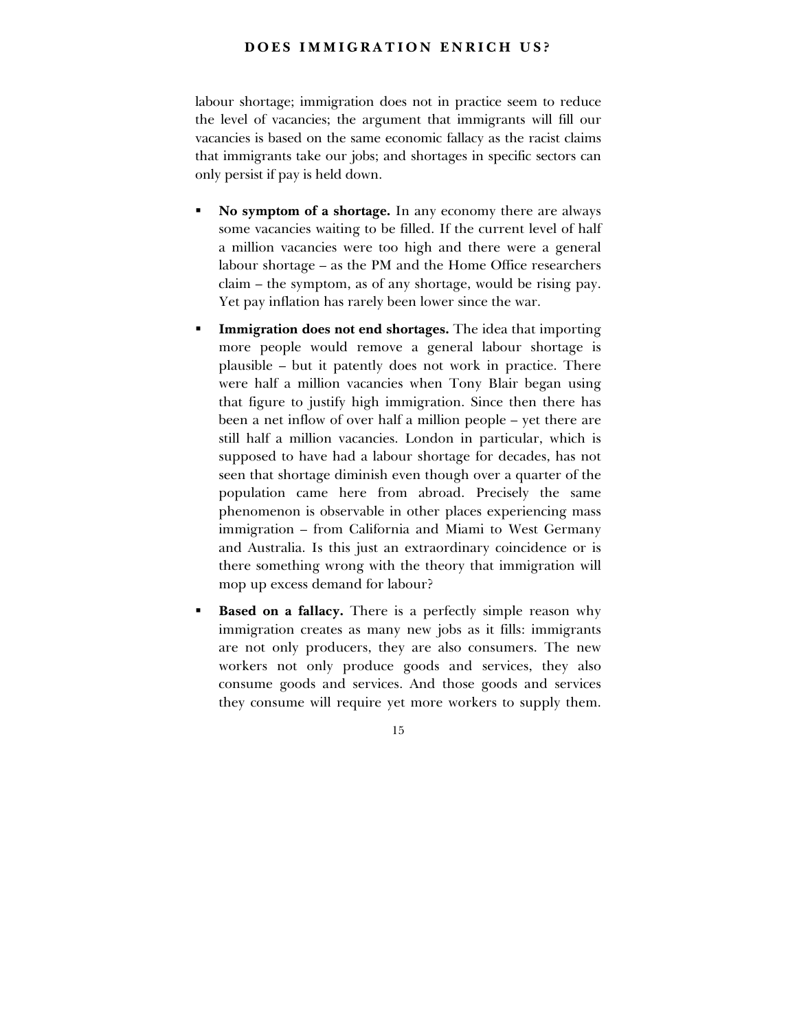labour shortage; immigration does not in practice seem to reduce the level of vacancies; the argument that immigrants will fill our vacancies is based on the same economic fallacy as the racist claims that immigrants take our jobs; and shortages in specific sectors can only persist if pay is held down.

- **No symptom of a shortage.** In any economy there are always some vacancies waiting to be filled. If the current level of half a million vacancies were too high and there were a general labour shortage – as the PM and the Home Office researchers claim – the symptom, as of any shortage, would be rising pay. Yet pay inflation has rarely been lower since the war.

- **Immigration does not end shortages.** The idea that importing more people would remove a general labour shortage is plausible – but it patently does not work in practice. There were half a million vacancies when Tony Blair began using that figure to justify high immigration. Since then there has been a net inflow of over half a million people – yet there are still half a million vacancies. London in particular, which is supposed to have had a labour shortage for decades, has not seen that shortage diminish even though over a quarter of the population came here from abroad. Precisely the same phenomenon is observable in other places experiencing mass immigration – from California and Miami to West Germany and Australia. Is this just an extraordinary coincidence or is there something wrong with the theory that immigration will mop up excess demand for labour?

- **Based on a fallacy.** There is a perfectly simple reason why immigration creates as many new jobs as it fills: immigrants are not only producers, they are also consumers. The new workers not only produce goods and services, they also consume goods and services. And those goods and services they consume will require yet more workers to supply them.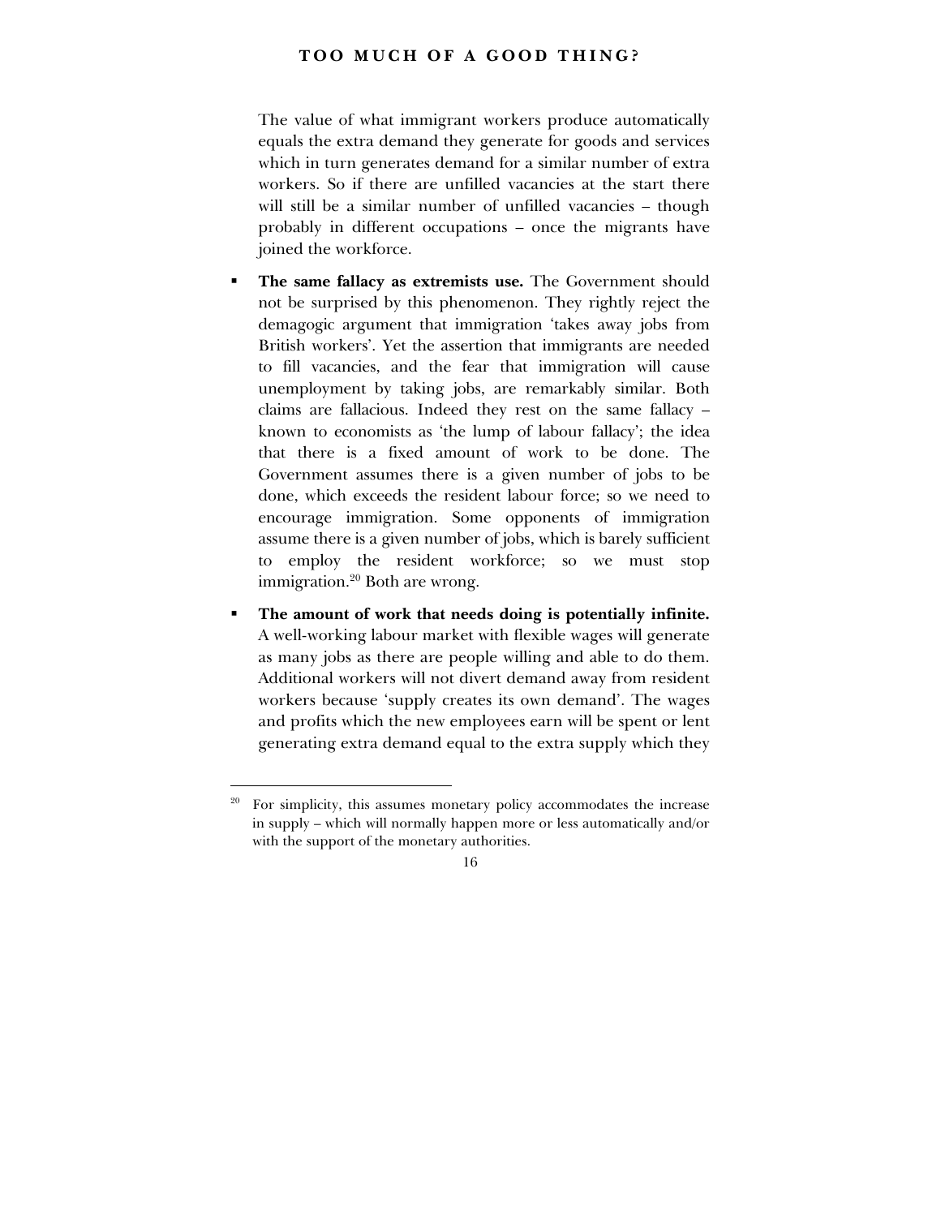The value of what immigrant workers produce automatically equals the extra demand they generate for goods and services which in turn generates demand for a similar number of extra workers. So if there are unfilled vacancies at the start there will still be a similar number of unfilled vacancies – though probably in different occupations – once the migrants have joined the workforce.

- **The same fallacy as extremists use.** The Government should not be surprised by this phenomenon. They rightly reject the demagogic argument that immigration 'takes away jobs from British workers'. Yet the assertion that immigrants are needed to fill vacancies, and the fear that immigration will cause unemployment by taking jobs, are remarkably similar. Both claims are fallacious. Indeed they rest on the same fallacy – known to economists as 'the lump of labour fallacy'; the idea that there is a fixed amount of work to be done. The Government assumes there is a given number of jobs to be done, which exceeds the resident labour force; so we need to encourage immigration. Some opponents of immigration assume there is a given number of jobs, which is barely sufficient to employ the resident workforce; so we must stop immigration.[20] Both are wrong.

- **The amount of work that needs doing is potentially infinite.** A well-working labour market with flexible wages will generate as many jobs as there are people willing and able to do them. Additional workers will not divert demand away from resident workers because 'supply creates its own demand'. The wages and profits which the new employees earn will be spent or lent generating extra demand equal to the extra supply which they

[20] For simplicity, this assumes monetary policy accommodates the increase in supply – which will normally happen more or less automatically and/or with the support of the monetary authorities.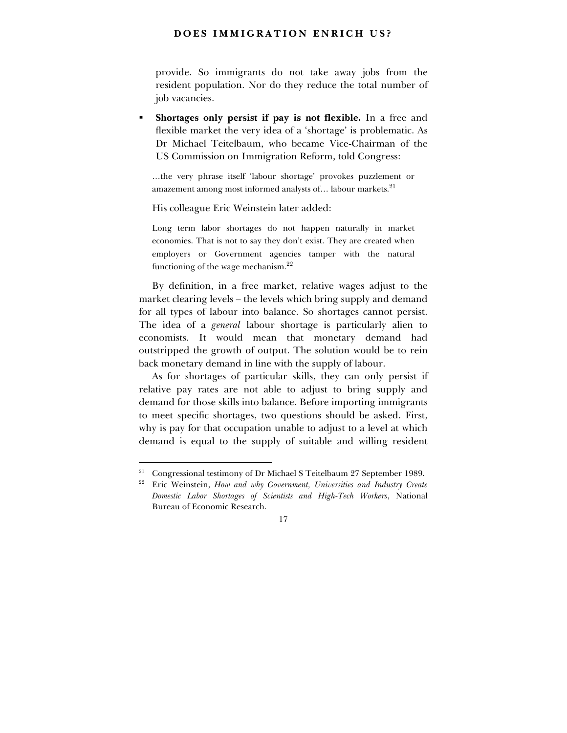provide. So immigrants do not take away jobs from the resident population. Nor do they reduce the total number of job vacancies.

- **Shortages only persist if pay is not flexible.** In a free and flexible market the very idea of a 'shortage' is problematic. As Dr Michael Teitelbaum, who became Vice-Chairman of the US Commission on Immigration Reform, told Congress:

  > …the very phrase itself 'labour shortage' provokes puzzlement or amazement among most informed analysts of… labour markets.[21]

  His colleague Eric Weinstein later added:

  > Long term labor shortages do not happen naturally in market economies. That is not to say they don't exist. They are created when employers or Government agencies tamper with the natural functioning of the wage mechanism.[22]

By definition, in a free market, relative wages adjust to the market clearing levels – the levels which bring supply and demand for all types of labour into balance. So shortages cannot persist. The idea of a *general* labour shortage is particularly alien to economists. It would mean that monetary demand had outstripped the growth of output. The solution would be to rein back monetary demand in line with the supply of labour.

As for shortages of particular skills, they can only persist if relative pay rates are not able to adjust to bring supply and demand for those skills into balance. Before importing immigrants to meet specific shortages, two questions should be asked. First, why is pay for that occupation unable to adjust to a level at which demand is equal to the supply of suitable and willing resident

---

[21] Congressional testimony of Dr Michael S Teitelbaum 27 September 1989.

[22] Eric Weinstein, *How and why Government, Universities and Industry Create Domestic Labor Shortages of Scientists and High-Tech Workers*, National Bureau of Economic Research.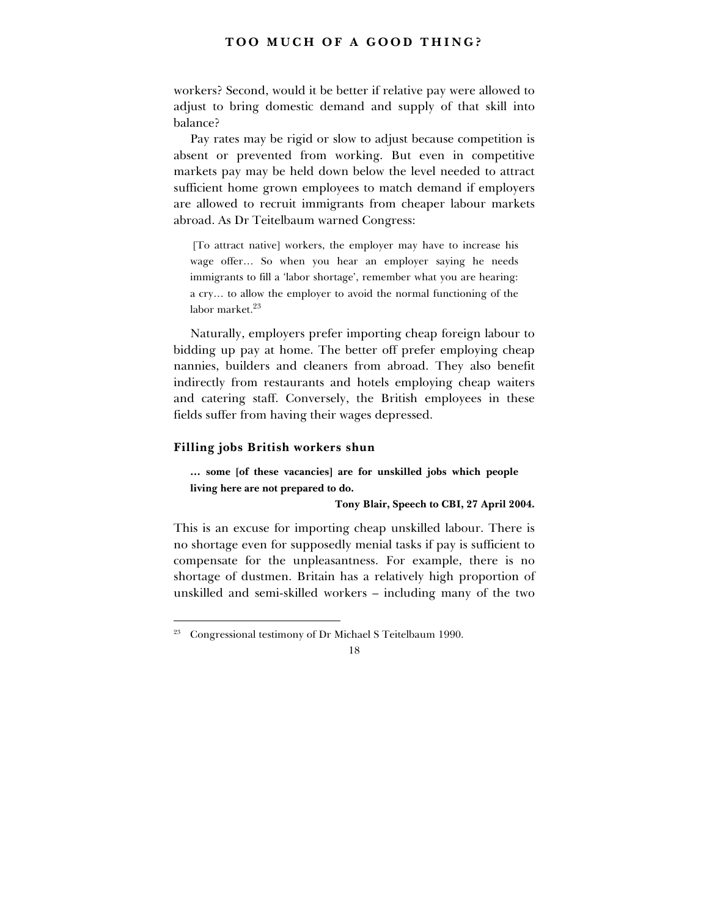workers? Second, would it be better if relative pay were allowed to adjust to bring domestic demand and supply of that skill into balance?

Pay rates may be rigid or slow to adjust because competition is absent or prevented from working. But even in competitive markets pay may be held down below the level needed to attract sufficient home grown employees to match demand if employers are allowed to recruit immigrants from cheaper labour markets abroad. As Dr Teitelbaum warned Congress:

> [To attract native] workers, the employer may have to increase his wage offer… So when you hear an employer saying he needs immigrants to fill a 'labor shortage', remember what you are hearing: a cry… to allow the employer to avoid the normal functioning of the labor market.[23]

Naturally, employers prefer importing cheap foreign labour to bidding up pay at home. The better off prefer employing cheap nannies, builders and cleaners from abroad. They also benefit indirectly from restaurants and hotels employing cheap waiters and catering staff. Conversely, the British employees in these fields suffer from having their wages depressed.

### Filling jobs British workers shun

> **… some [of these vacancies] are for unskilled jobs which people living here are not prepared to do.**
>
> **Tony Blair, Speech to CBI, 27 April 2004.**

This is an excuse for importing cheap unskilled labour. There is no shortage even for supposedly menial tasks if pay is sufficient to compensate for the unpleasantness. For example, there is no shortage of dustmen. Britain has a relatively high proportion of unskilled and semi-skilled workers – including many of the two

---

[23] Congressional testimony of Dr Michael S Teitelbaum 1990.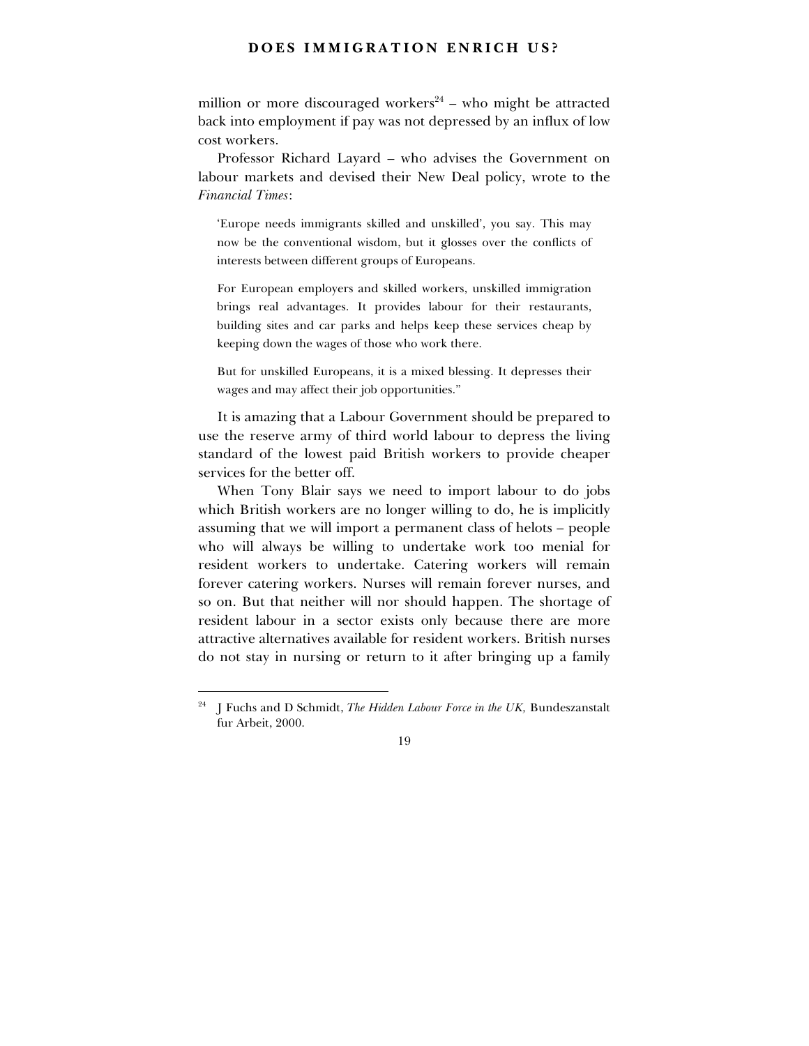million or more discouraged workers[24] – who might be attracted back into employment if pay was not depressed by an influx of low cost workers.

Professor Richard Layard – who advises the Government on labour markets and devised their New Deal policy, wrote to the *Financial Times*:

> 'Europe needs immigrants skilled and unskilled', you say. This may now be the conventional wisdom, but it glosses over the conflicts of interests between different groups of Europeans.
>
> For European employers and skilled workers, unskilled immigration brings real advantages. It provides labour for their restaurants, building sites and car parks and helps keep these services cheap by keeping down the wages of those who work there.
>
> But for unskilled Europeans, it is a mixed blessing. It depresses their wages and may affect their job opportunities."

It is amazing that a Labour Government should be prepared to use the reserve army of third world labour to depress the living standard of the lowest paid British workers to provide cheaper services for the better off.

When Tony Blair says we need to import labour to do jobs which British workers are no longer willing to do, he is implicitly assuming that we will import a permanent class of helots – people who will always be willing to undertake work too menial for resident workers to undertake. Catering workers will remain forever catering workers. Nurses will remain forever nurses, and so on. But that neither will nor should happen. The shortage of resident labour in a sector exists only because there are more attractive alternatives available for resident workers. British nurses do not stay in nursing or return to it after bringing up a family

---

[24] J Fuchs and D Schmidt, *The Hidden Labour Force in the UK,* Bundeszanstalt fur Arbeit, 2000.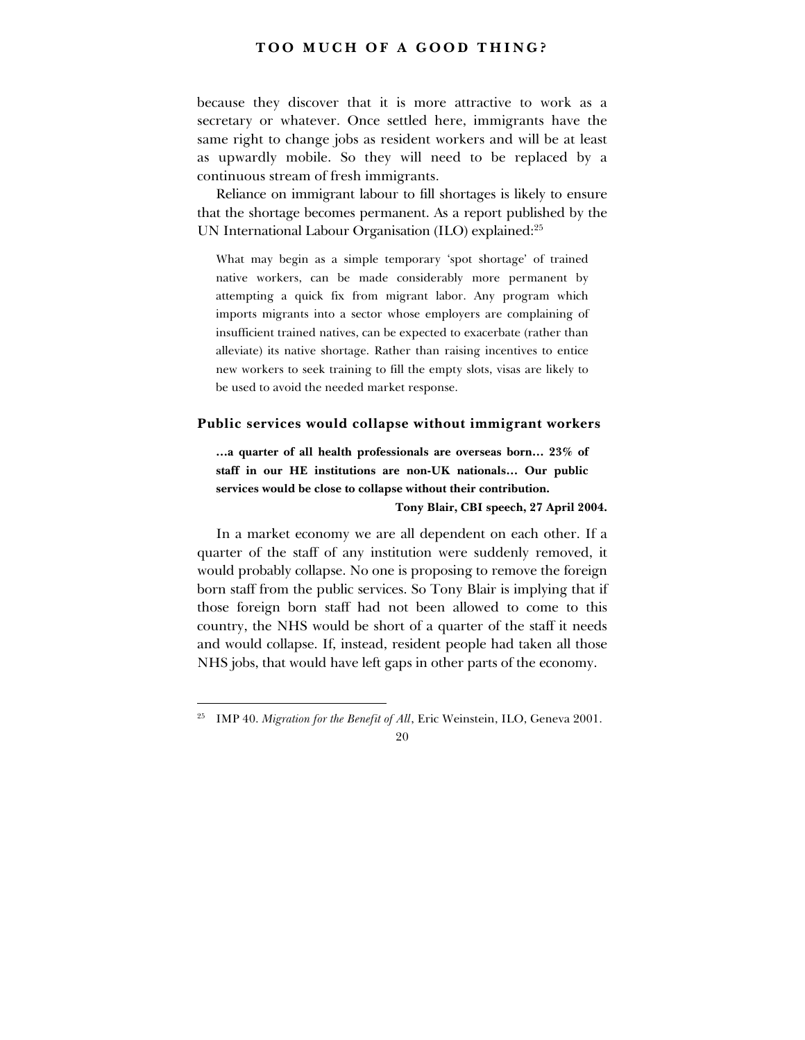because they discover that it is more attractive to work as a secretary or whatever. Once settled here, immigrants have the same right to change jobs as resident workers and will be at least as upwardly mobile. So they will need to be replaced by a continuous stream of fresh immigrants.

Reliance on immigrant labour to fill shortages is likely to ensure that the shortage becomes permanent. As a report published by the UN International Labour Organisation (ILO) explained:[25]

> What may begin as a simple temporary 'spot shortage' of trained native workers, can be made considerably more permanent by attempting a quick fix from migrant labor. Any program which imports migrants into a sector whose employers are complaining of insufficient trained natives, can be expected to exacerbate (rather than alleviate) its native shortage. Rather than raising incentives to entice new workers to seek training to fill the empty slots, visas are likely to be used to avoid the needed market response.

### Public services would collapse without immigrant workers

> **…a quarter of all health professionals are overseas born… 23% of staff in our HE institutions are non-UK nationals… Our public services would be close to collapse without their contribution.**
>
> **Tony Blair, CBI speech, 27 April 2004.**

In a market economy we are all dependent on each other. If a quarter of the staff of any institution were suddenly removed, it would probably collapse. No one is proposing to remove the foreign born staff from the public services. So Tony Blair is implying that if those foreign born staff had not been allowed to come to this country, the NHS would be short of a quarter of the staff it needs and would collapse. If, instead, resident people had taken all those NHS jobs, that would have left gaps in other parts of the economy.

---

[25] IMP 40. *Migration for the Benefit of All*, Eric Weinstein, ILO, Geneva 2001.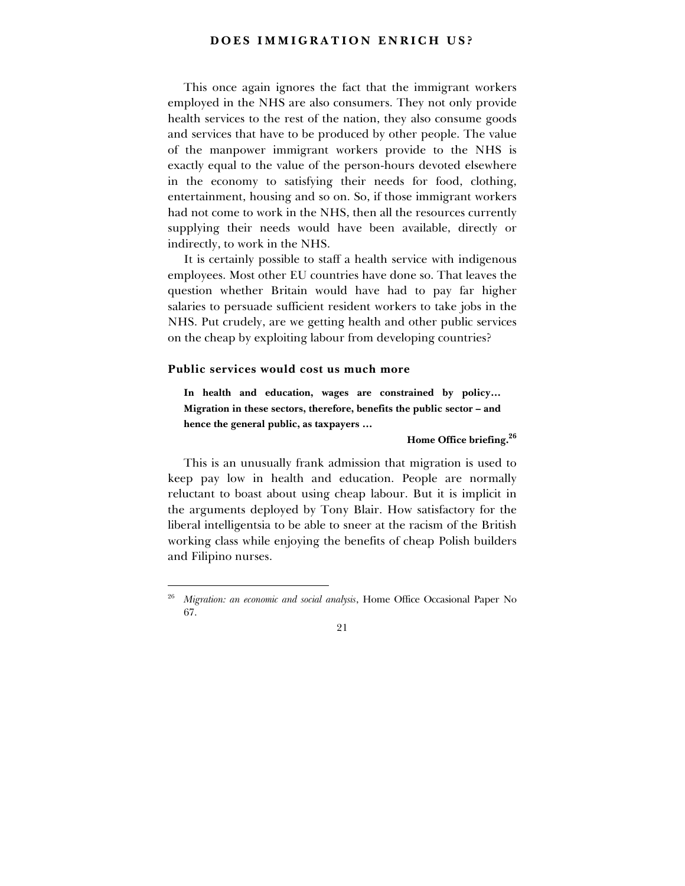This once again ignores the fact that the immigrant workers employed in the NHS are also consumers. They not only provide health services to the rest of the nation, they also consume goods and services that have to be produced by other people. The value of the manpower immigrant workers provide to the NHS is exactly equal to the value of the person-hours devoted elsewhere in the economy to satisfying their needs for food, clothing, entertainment, housing and so on. So, if those immigrant workers had not come to work in the NHS, then all the resources currently supplying their needs would have been available, directly or indirectly, to work in the NHS.

It is certainly possible to staff a health service with indigenous employees. Most other EU countries have done so. That leaves the question whether Britain would have had to pay far higher salaries to persuade sufficient resident workers to take jobs in the NHS. Put crudely, are we getting health and other public services on the cheap by exploiting labour from developing countries?

### Public services would cost us much more

> **In health and education, wages are constrained by policy… Migration in these sectors, therefore, benefits the public sector – and hence the general public, as taxpayers …**
>
> **Home Office briefing.[26]**

This is an unusually frank admission that migration is used to keep pay low in health and education. People are normally reluctant to boast about using cheap labour. But it is implicit in the arguments deployed by Tony Blair. How satisfactory for the liberal intelligentsia to be able to sneer at the racism of the British working class while enjoying the benefits of cheap Polish builders and Filipino nurses.

---

[26] *Migration: an economic and social analysis*, Home Office Occasional Paper No 67.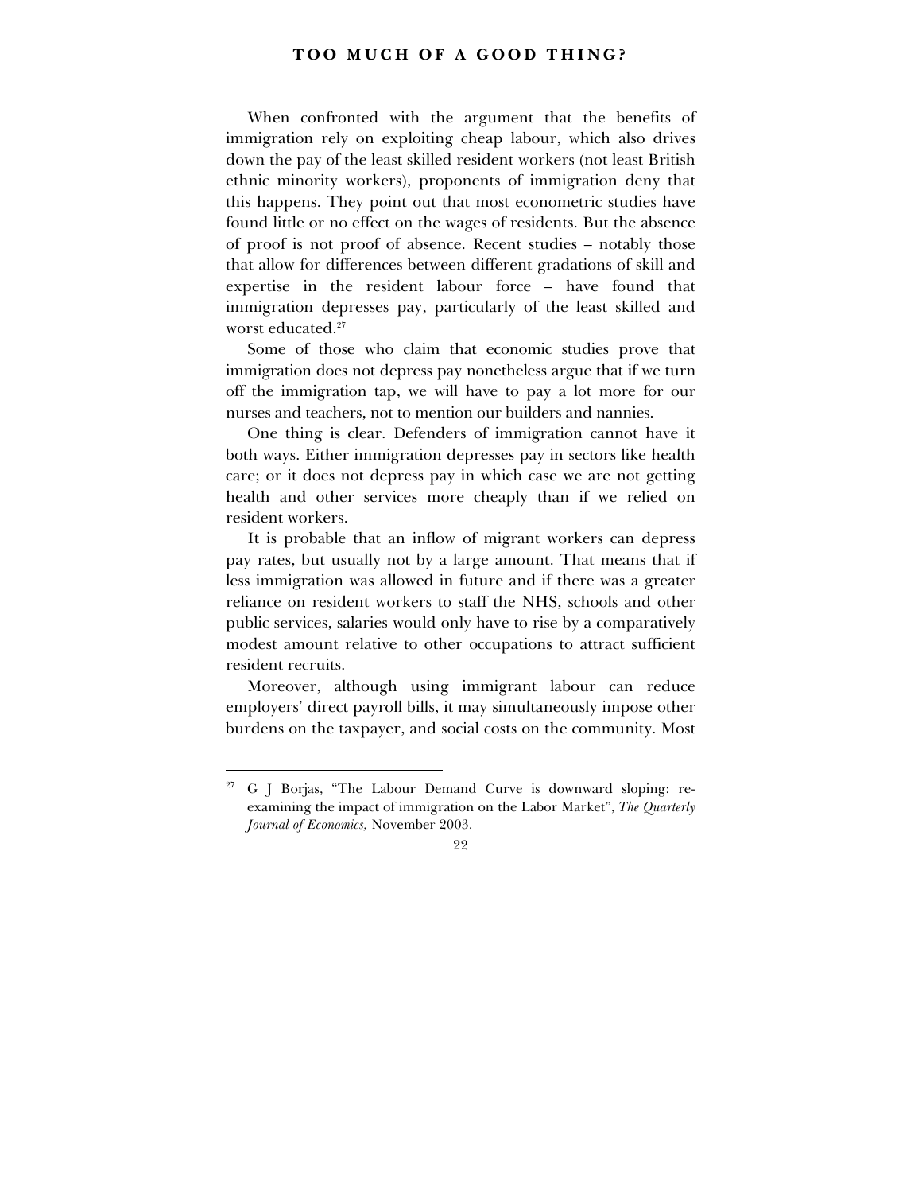When confronted with the argument that the benefits of immigration rely on exploiting cheap labour, which also drives down the pay of the least skilled resident workers (not least British ethnic minority workers), proponents of immigration deny that this happens. They point out that most econometric studies have found little or no effect on the wages of residents. But the absence of proof is not proof of absence. Recent studies – notably those that allow for differences between different gradations of skill and expertise in the resident labour force – have found that immigration depresses pay, particularly of the least skilled and worst educated.[27]

Some of those who claim that economic studies prove that immigration does not depress pay nonetheless argue that if we turn off the immigration tap, we will have to pay a lot more for our nurses and teachers, not to mention our builders and nannies.

One thing is clear. Defenders of immigration cannot have it both ways. Either immigration depresses pay in sectors like health care; or it does not depress pay in which case we are not getting health and other services more cheaply than if we relied on resident workers.

It is probable that an inflow of migrant workers can depress pay rates, but usually not by a large amount. That means that if less immigration was allowed in future and if there was a greater reliance on resident workers to staff the NHS, schools and other public services, salaries would only have to rise by a comparatively modest amount relative to other occupations to attract sufficient resident recruits.

Moreover, although using immigrant labour can reduce employers' direct payroll bills, it may simultaneously impose other burdens on the taxpayer, and social costs on the community. Most

---

[27] G J Borjas, "The Labour Demand Curve is downward sloping: re-examining the impact of immigration on the Labor Market", *The Quarterly Journal of Economics,* November 2003.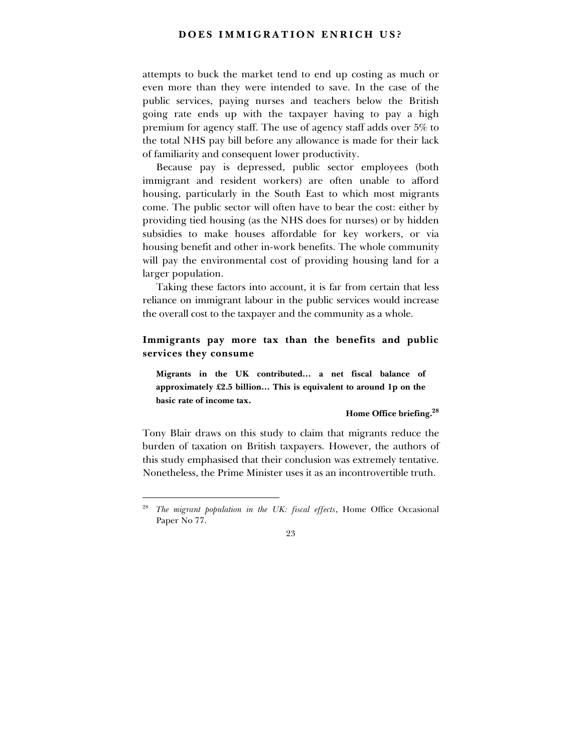attempts to buck the market tend to end up costing as much or even more than they were intended to save. In the case of the public services, paying nurses and teachers below the British going rate ends up with the taxpayer having to pay a high premium for agency staff. The use of agency staff adds over 5% to the total NHS pay bill before any allowance is made for their lack of familiarity and consequent lower productivity.

Because pay is depressed, public sector employees (both immigrant and resident workers) are often unable to afford housing, particularly in the South East to which most migrants come. The public sector will often have to bear the cost: either by providing tied housing (as the NHS does for nurses) or by hidden subsidies to make houses affordable for key workers, or via housing benefit and other in-work benefits. The whole community will pay the environmental cost of providing housing land for a larger population.

Taking these factors into account, it is far from certain that less reliance on immigrant labour in the public services would increase the overall cost to the taxpayer and the community as a whole.

### Immigrants pay more tax than the benefits and public services they consume

> **Migrants in the UK contributed… a net fiscal balance of approximately £2.5 billion… This is equivalent to around 1p on the basic rate of income tax.**
>
> **Home Office briefing.[28]**

Tony Blair draws on this study to claim that migrants reduce the burden of taxation on British taxpayers. However, the authors of this study emphasised that their conclusion was extremely tentative. Nonetheless, the Prime Minister uses it as an incontrovertible truth.

---

[28] *The migrant population in the UK: fiscal effects*, Home Office Occasional Paper No 77.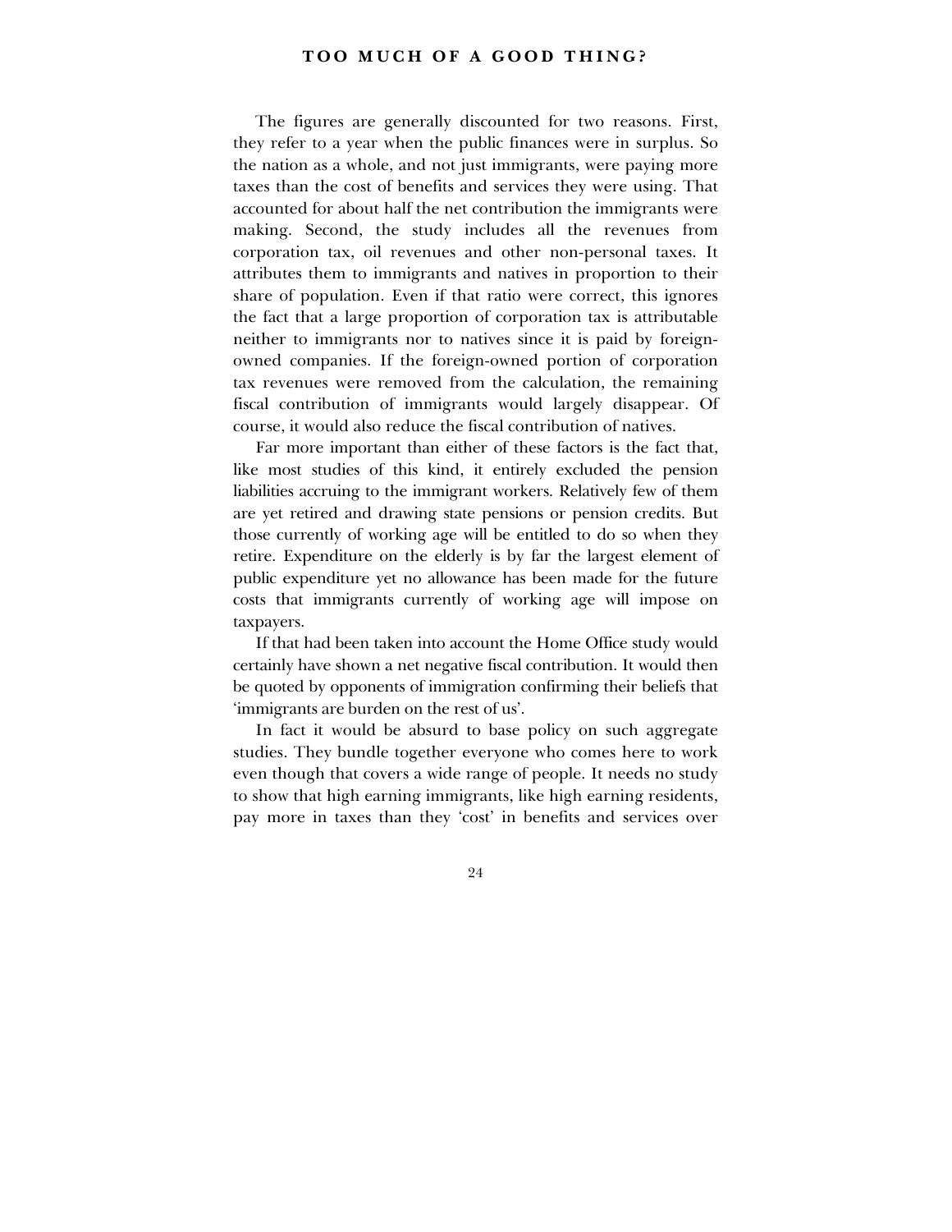The figures are generally discounted for two reasons. First, they refer to a year when the public finances were in surplus. So the nation as a whole, and not just immigrants, were paying more taxes than the cost of benefits and services they were using. That accounted for about half the net contribution the immigrants were making. Second, the study includes all the revenues from corporation tax, oil revenues and other non-personal taxes. It attributes them to immigrants and natives in proportion to their share of population. Even if that ratio were correct, this ignores the fact that a large proportion of corporation tax is attributable neither to immigrants nor to natives since it is paid by foreign-owned companies. If the foreign-owned portion of corporation tax revenues were removed from the calculation, the remaining fiscal contribution of immigrants would largely disappear. Of course, it would also reduce the fiscal contribution of natives.

Far more important than either of these factors is the fact that, like most studies of this kind, it entirely excluded the pension liabilities accruing to the immigrant workers. Relatively few of them are yet retired and drawing state pensions or pension credits. But those currently of working age will be entitled to do so when they retire. Expenditure on the elderly is by far the largest element of public expenditure yet no allowance has been made for the future costs that immigrants currently of working age will impose on taxpayers.

If that had been taken into account the Home Office study would certainly have shown a net negative fiscal contribution. It would then be quoted by opponents of immigration confirming their beliefs that 'immigrants are burden on the rest of us'.

In fact it would be absurd to base policy on such aggregate studies. They bundle together everyone who comes here to work even though that covers a wide range of people. It needs no study to show that high earning immigrants, like high earning residents, pay more in taxes than they 'cost' in benefits and services over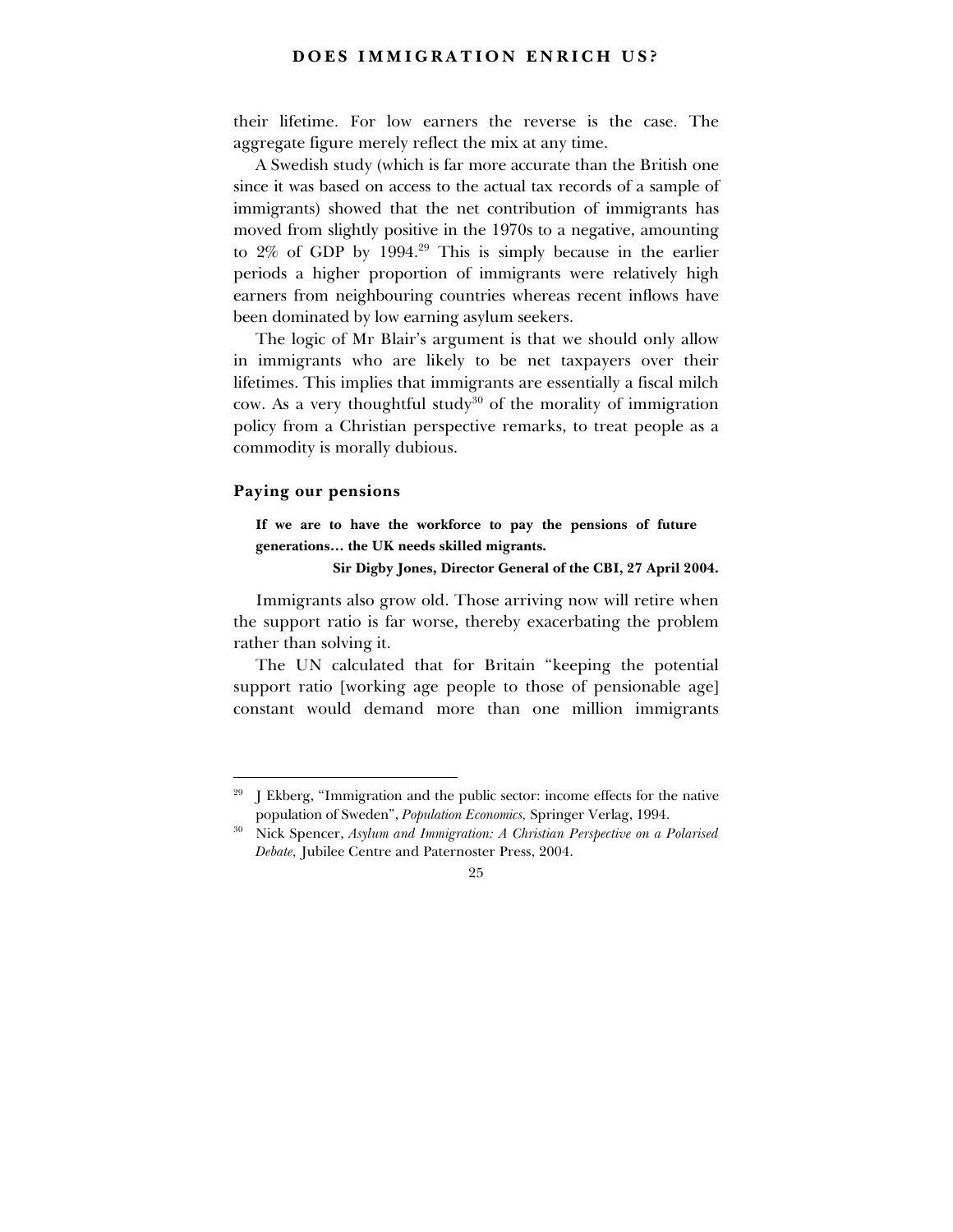their lifetime. For low earners the reverse is the case. The aggregate figure merely reflect the mix at any time.

A Swedish study (which is far more accurate than the British one since it was based on access to the actual tax records of a sample of immigrants) showed that the net contribution of immigrants has moved from slightly positive in the 1970s to a negative, amounting to 2% of GDP by 1994.[29] This is simply because in the earlier periods a higher proportion of immigrants were relatively high earners from neighbouring countries whereas recent inflows have been dominated by low earning asylum seekers.

The logic of Mr Blair's argument is that we should only allow in immigrants who are likely to be net taxpayers over their lifetimes. This implies that immigrants are essentially a fiscal milch cow. As a very thoughtful study[30] of the morality of immigration policy from a Christian perspective remarks, to treat people as a commodity is morally dubious.

### Paying our pensions

> **If we are to have the workforce to pay the pensions of future generations… the UK needs skilled migrants.**
>
> **Sir Digby Jones, Director General of the CBI, 27 April 2004.**

Immigrants also grow old. Those arriving now will retire when the support ratio is far worse, thereby exacerbating the problem rather than solving it.

The UN calculated that for Britain "keeping the potential support ratio [working age people to those of pensionable age] constant would demand more than one million immigrants

---

[29] J Ekberg, "Immigration and the public sector: income effects for the native population of Sweden", *Population Economics,* Springer Verlag, 1994.

[30] Nick Spencer, *Asylum and Immigration: A Christian Perspective on a Polarised Debate,* Jubilee Centre and Paternoster Press, 2004.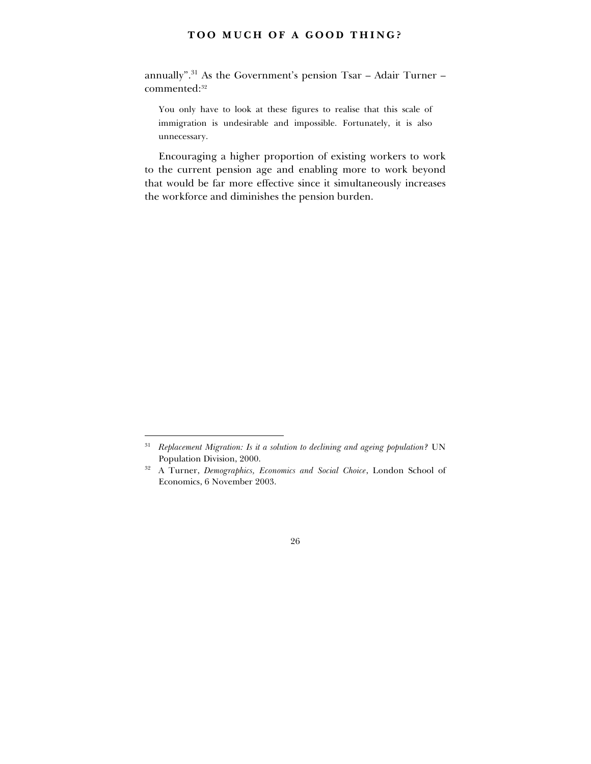annually".[31] As the Government's pension Tsar – Adair Turner – commented:[32]

> You only have to look at these figures to realise that this scale of immigration is undesirable and impossible. Fortunately, it is also unnecessary.

Encouraging a higher proportion of existing workers to work to the current pension age and enabling more to work beyond that would be far more effective since it simultaneously increases the workforce and diminishes the pension burden.

---

[31] *Replacement Migration: Is it a solution to declining and ageing population?* UN Population Division, 2000.

[32] A Turner, *Demographics, Economics and Social Choice*, London School of Economics, 6 November 2003.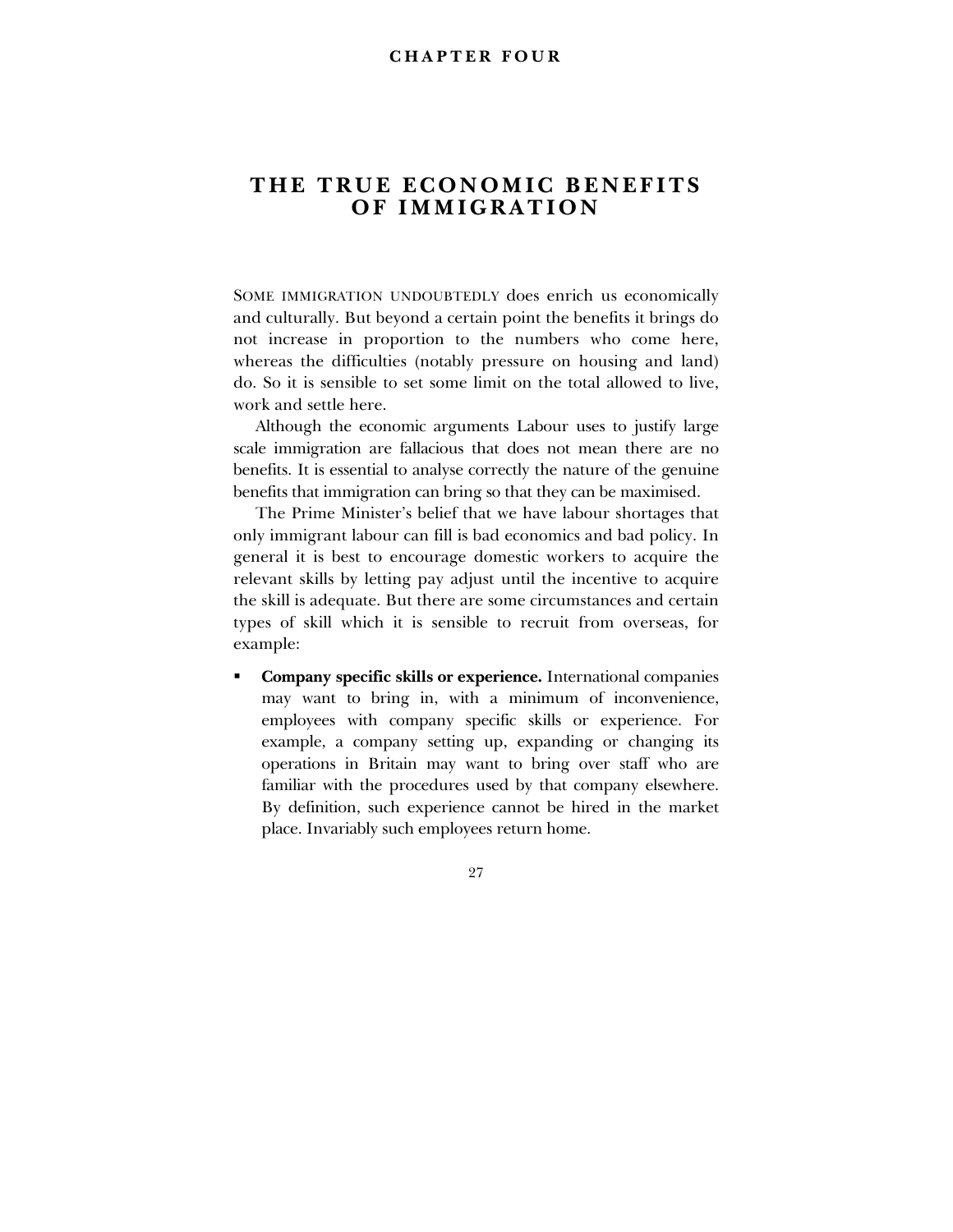## CHAPTER FOUR

# THE TRUE ECONOMIC BENEFITS OF IMMIGRATION

SOME IMMIGRATION UNDOUBTEDLY does enrich us economically and culturally. But beyond a certain point the benefits it brings do not increase in proportion to the numbers who come here, whereas the difficulties (notably pressure on housing and land) do. So it is sensible to set some limit on the total allowed to live, work and settle here.

Although the economic arguments Labour uses to justify large scale immigration are fallacious that does not mean there are no benefits. It is essential to analyse correctly the nature of the genuine benefits that immigration can bring so that they can be maximised.

The Prime Minister's belief that we have labour shortages that only immigrant labour can fill is bad economics and bad policy. In general it is best to encourage domestic workers to acquire the relevant skills by letting pay adjust until the incentive to acquire the skill is adequate. But there are some circumstances and certain types of skill which it is sensible to recruit from overseas, for example:

- **Company specific skills or experience.** International companies may want to bring in, with a minimum of inconvenience, employees with company specific skills or experience. For example, a company setting up, expanding or changing its operations in Britain may want to bring over staff who are familiar with the procedures used by that company elsewhere. By definition, such experience cannot be hired in the market place. Invariably such employees return home.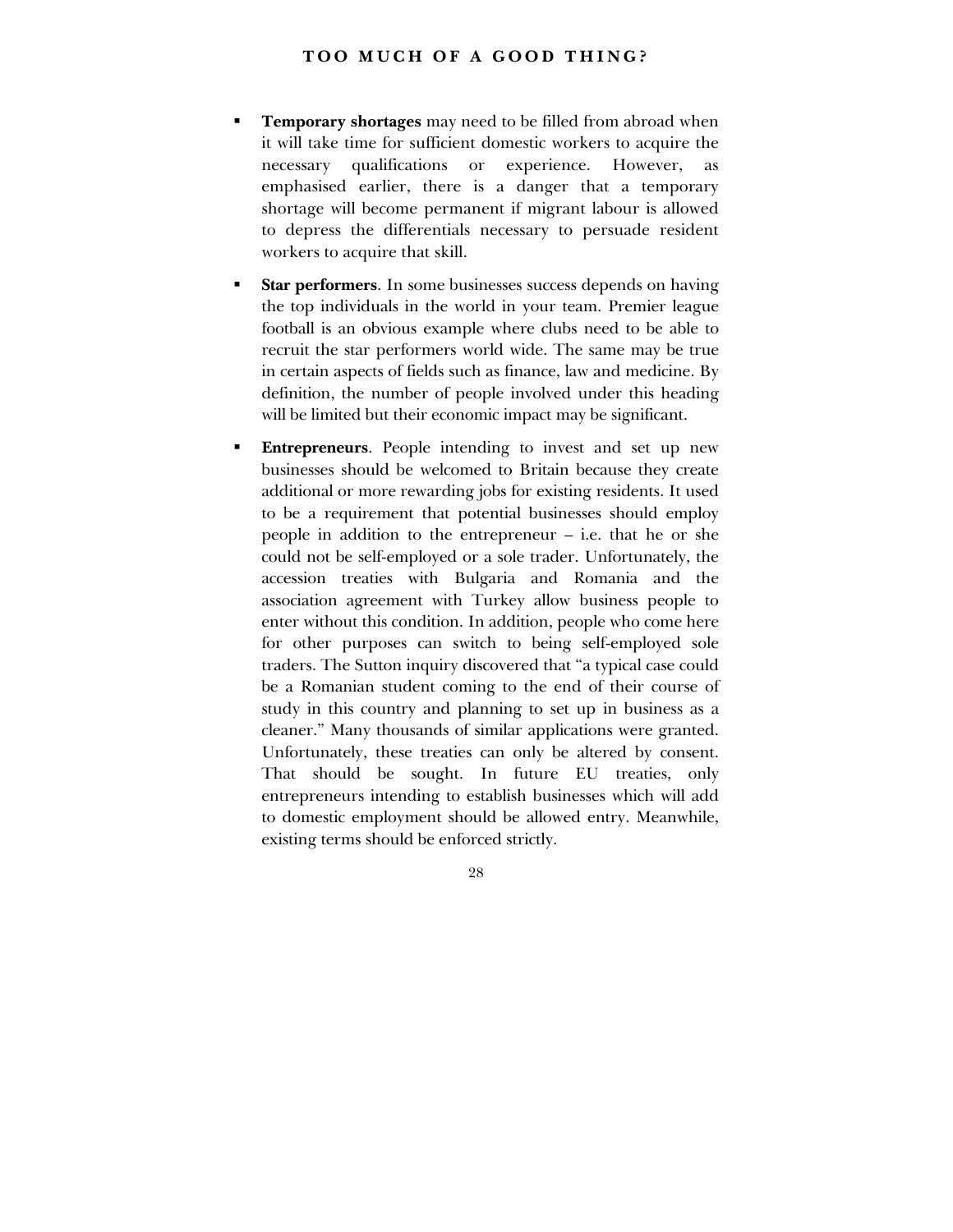- **Temporary shortages** may need to be filled from abroad when it will take time for sufficient domestic workers to acquire the necessary qualifications or experience. However, as emphasised earlier, there is a danger that a temporary shortage will become permanent if migrant labour is allowed to depress the differentials necessary to persuade resident workers to acquire that skill.

- **Star performers**. In some businesses success depends on having the top individuals in the world in your team. Premier league football is an obvious example where clubs need to be able to recruit the star performers world wide. The same may be true in certain aspects of fields such as finance, law and medicine. By definition, the number of people involved under this heading will be limited but their economic impact may be significant.

- **Entrepreneurs**. People intending to invest and set up new businesses should be welcomed to Britain because they create additional or more rewarding jobs for existing residents. It used to be a requirement that potential businesses should employ people in addition to the entrepreneur – i.e. that he or she could not be self-employed or a sole trader. Unfortunately, the accession treaties with Bulgaria and Romania and the association agreement with Turkey allow business people to enter without this condition. In addition, people who come here for other purposes can switch to being self-employed sole traders. The Sutton inquiry discovered that "a typical case could be a Romanian student coming to the end of their course of study in this country and planning to set up in business as a cleaner." Many thousands of similar applications were granted. Unfortunately, these treaties can only be altered by consent. That should be sought. In future EU treaties, only entrepreneurs intending to establish businesses which will add to domestic employment should be allowed entry. Meanwhile, existing terms should be enforced strictly.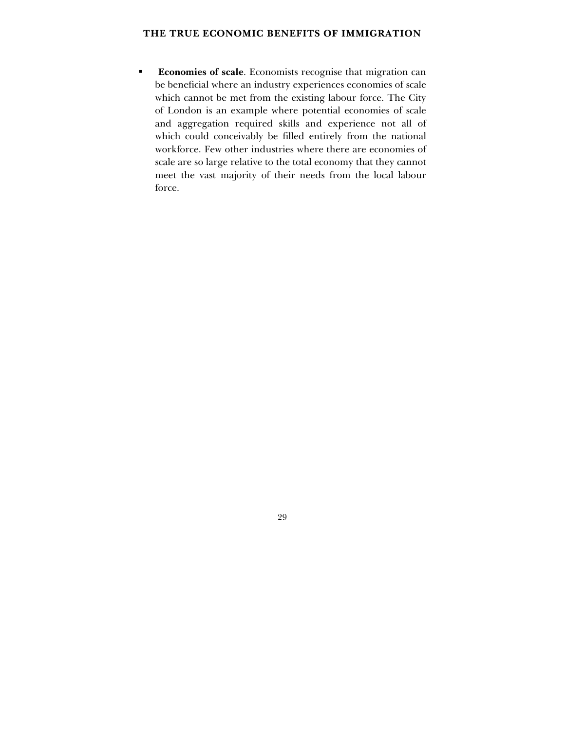- **Economies of scale**. Economists recognise that migration can be beneficial where an industry experiences economies of scale which cannot be met from the existing labour force. The City of London is an example where potential economies of scale and aggregation required skills and experience not all of which could conceivably be filled entirely from the national workforce. Few other industries where there are economies of scale are so large relative to the total economy that they cannot meet the vast majority of their needs from the local labour force.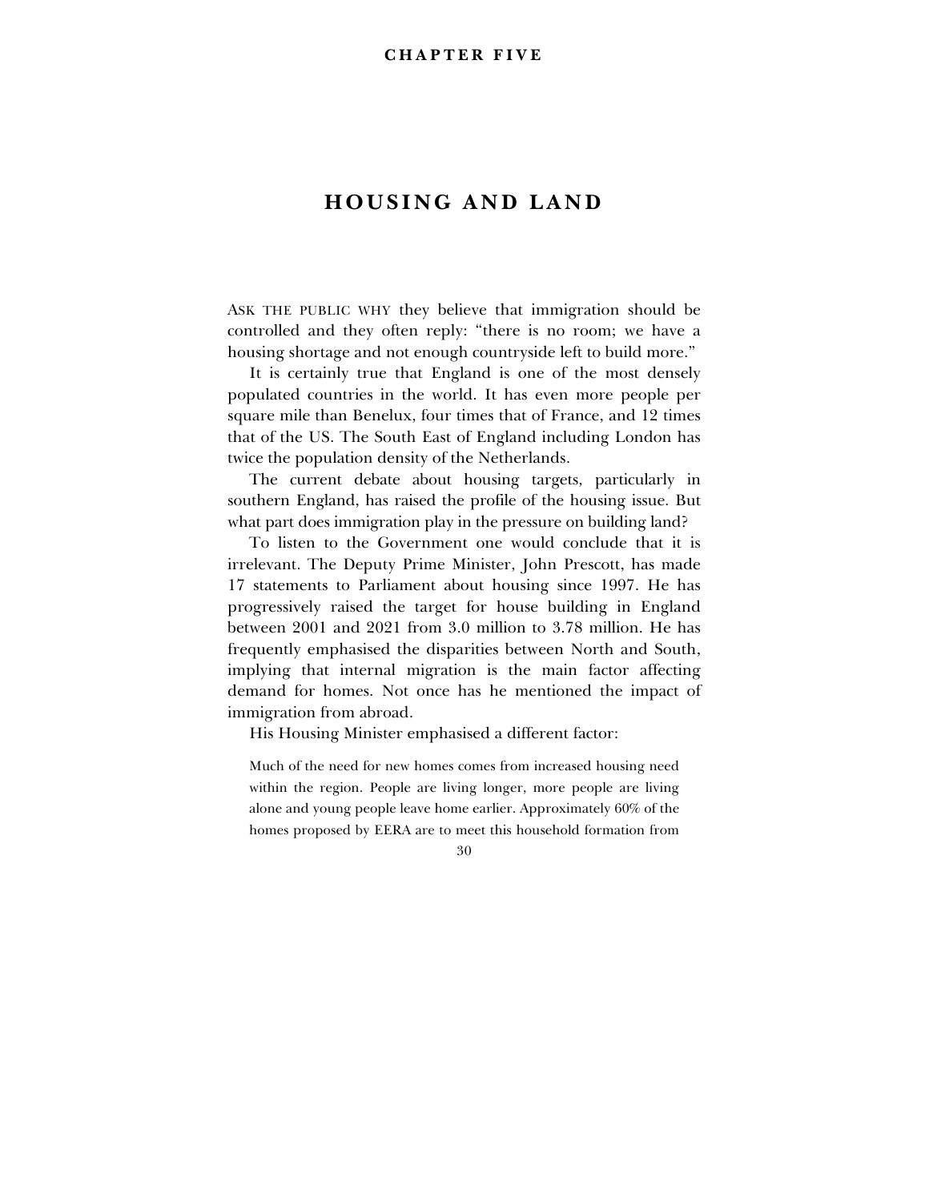# CHAPTER FIVE

## HOUSING AND LAND

ASK THE PUBLIC WHY they believe that immigration should be controlled and they often reply: "there is no room; we have a housing shortage and not enough countryside left to build more."

It is certainly true that England is one of the most densely populated countries in the world. It has even more people per square mile than Benelux, four times that of France, and 12 times that of the US. The South East of England including London has twice the population density of the Netherlands.

The current debate about housing targets, particularly in southern England, has raised the profile of the housing issue. But what part does immigration play in the pressure on building land?

To listen to the Government one would conclude that it is irrelevant. The Deputy Prime Minister, John Prescott, has made 17 statements to Parliament about housing since 1997. He has progressively raised the target for house building in England between 2001 and 2021 from 3.0 million to 3.78 million. He has frequently emphasised the disparities between North and South, implying that internal migration is the main factor affecting demand for homes. Not once has he mentioned the impact of immigration from abroad.

His Housing Minister emphasised a different factor:

> Much of the need for new homes comes from increased housing need within the region. People are living longer, more people are living alone and young people leave home earlier. Approximately 60% of the homes proposed by EERA are to meet this household formation from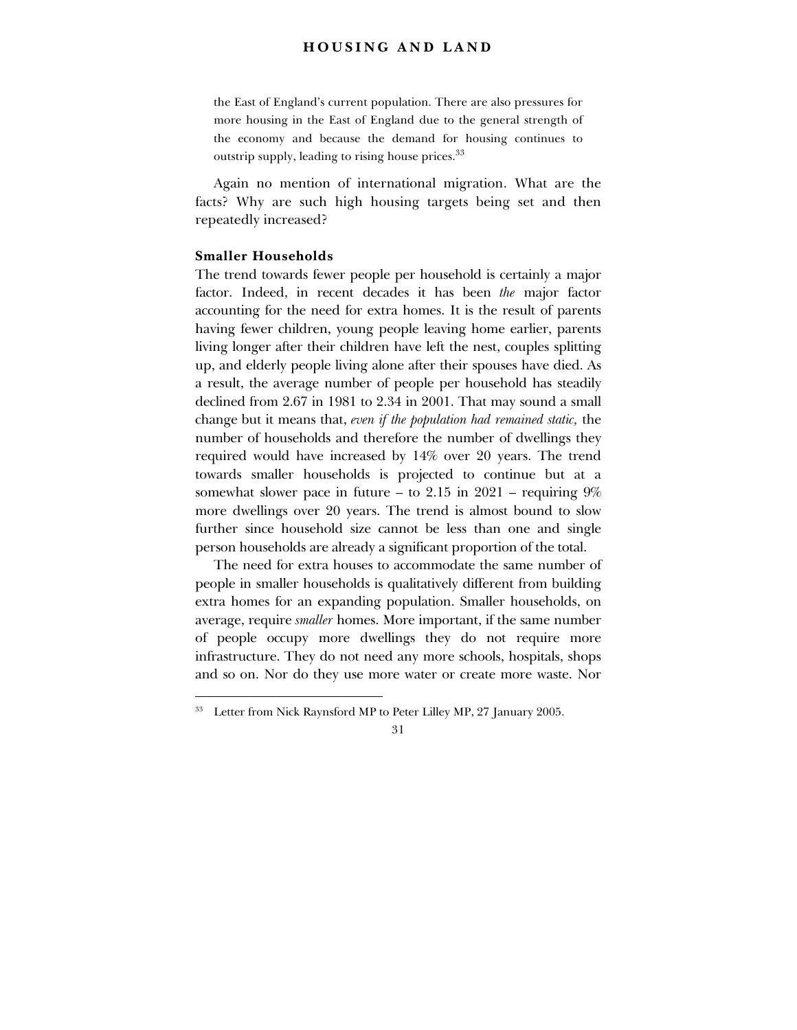the East of England's current population. There are also pressures for more housing in the East of England due to the general strength of the economy and because the demand for housing continues to outstrip supply, leading to rising house prices.[33]

Again no mention of international migration. What are the facts? Why are such high housing targets being set and then repeatedly increased?

### Smaller Households

The trend towards fewer people per household is certainly a major factor. Indeed, in recent decades it has been *the* major factor accounting for the need for extra homes. It is the result of parents having fewer children, young people leaving home earlier, parents living longer after their children have left the nest, couples splitting up, and elderly people living alone after their spouses have died. As a result, the average number of people per household has steadily declined from 2.67 in 1981 to 2.34 in 2001. That may sound a small change but it means that, *even if the population had remained static,* the number of households and therefore the number of dwellings they required would have increased by 14% over 20 years. The trend towards smaller households is projected to continue but at a somewhat slower pace in future – to 2.15 in 2021 – requiring 9% more dwellings over 20 years. The trend is almost bound to slow further since household size cannot be less than one and single person households are already a significant proportion of the total.

The need for extra houses to accommodate the same number of people in smaller households is qualitatively different from building extra homes for an expanding population. Smaller households, on average, require *smaller* homes. More important, if the same number of people occupy more dwellings they do not require more infrastructure. They do not need any more schools, hospitals, shops and so on. Nor do they use more water or create more waste. Nor

---

[33] Letter from Nick Raynsford MP to Peter Lilley MP, 27 January 2005.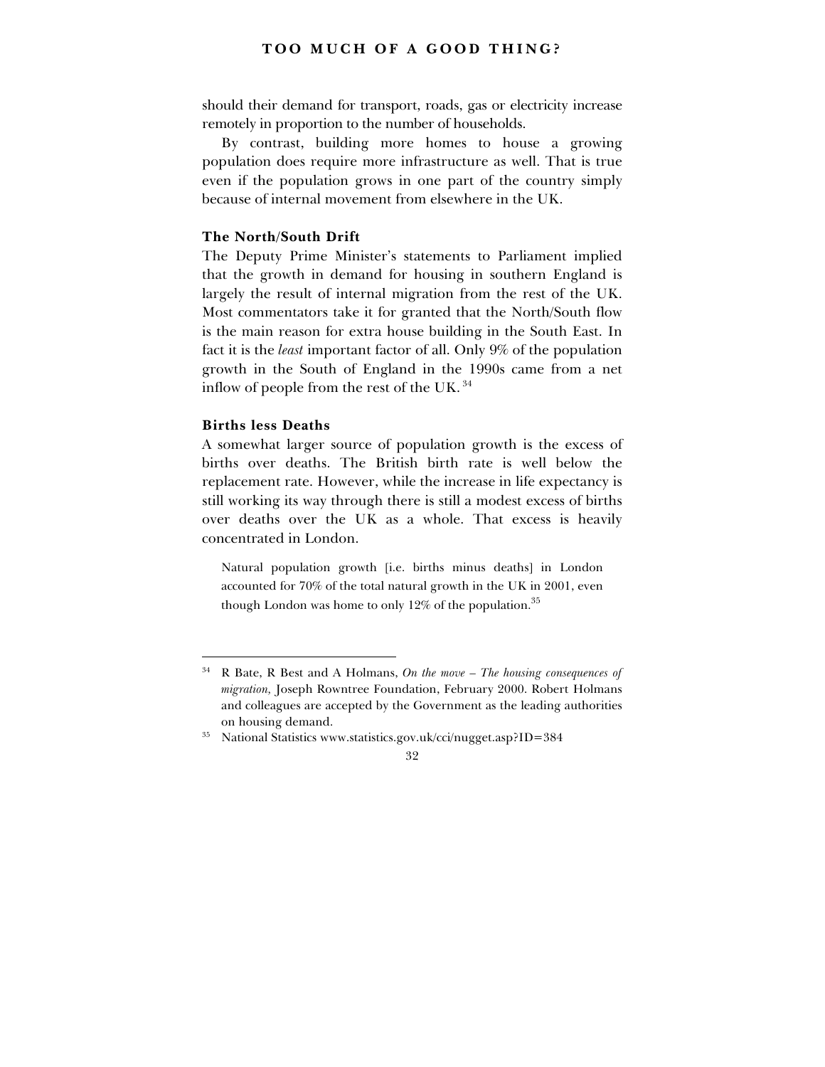should their demand for transport, roads, gas or electricity increase remotely in proportion to the number of households.

By contrast, building more homes to house a growing population does require more infrastructure as well. That is true even if the population grows in one part of the country simply because of internal movement from elsewhere in the UK.

### The North/South Drift

The Deputy Prime Minister's statements to Parliament implied that the growth in demand for housing in southern England is largely the result of internal migration from the rest of the UK. Most commentators take it for granted that the North/South flow is the main reason for extra house building in the South East. In fact it is the *least* important factor of all. Only 9% of the population growth in the South of England in the 1990s came from a net inflow of people from the rest of the UK. [34]

### Births less Deaths

A somewhat larger source of population growth is the excess of births over deaths. The British birth rate is well below the replacement rate. However, while the increase in life expectancy is still working its way through there is still a modest excess of births over deaths over the UK as a whole. That excess is heavily concentrated in London.

> Natural population growth [i.e. births minus deaths] in London accounted for 70% of the total natural growth in the UK in 2001, even though London was home to only 12% of the population.[35]

---

[34] R Bate, R Best and A Holmans, *On the move – The housing consequences of migration,* Joseph Rowntree Foundation, February 2000. Robert Holmans and colleagues are accepted by the Government as the leading authorities on housing demand.

[35] National Statistics www.statistics.gov.uk/cci/nugget.asp?ID=384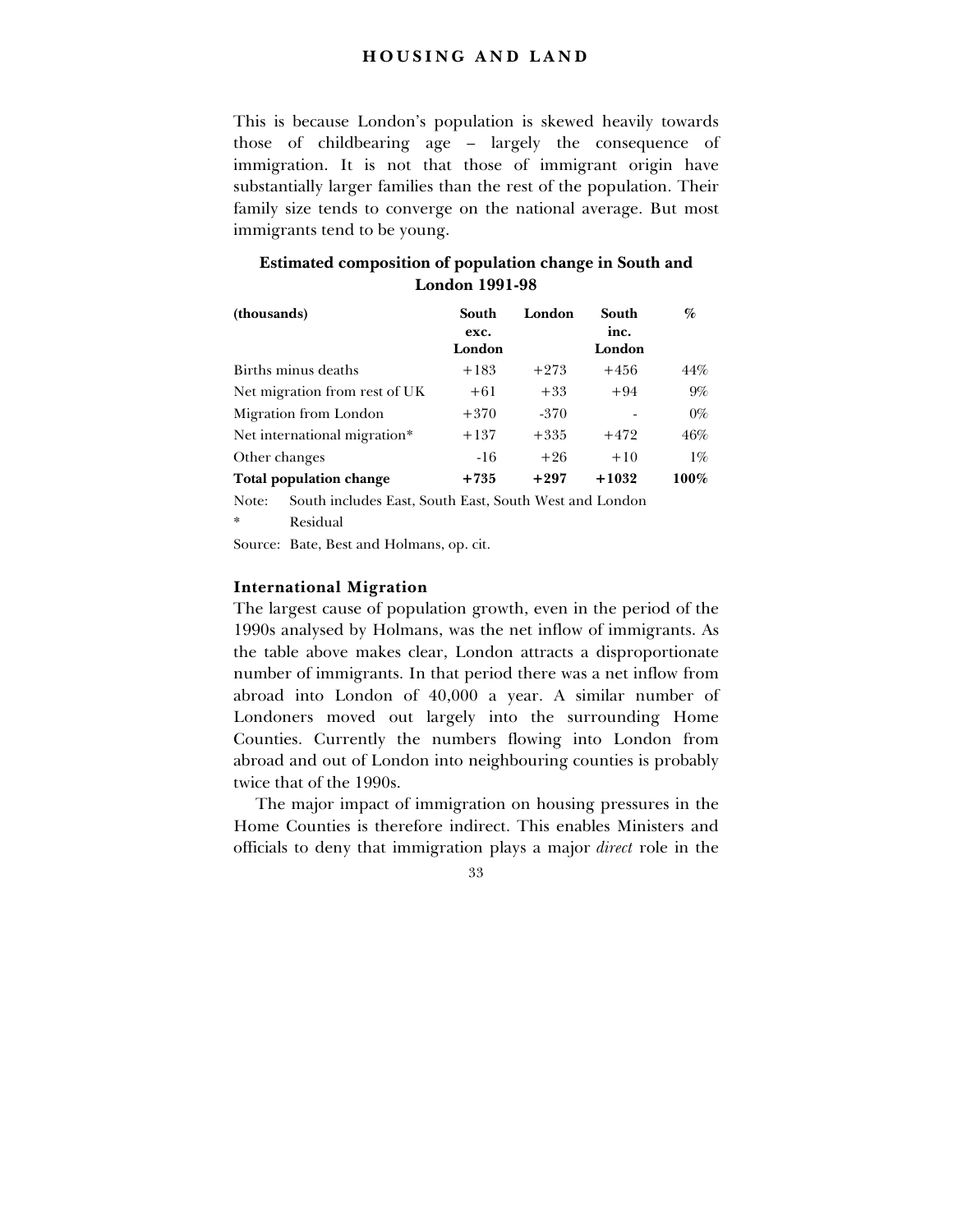This is because London's population is skewed heavily towards those of childbearing age – largely the consequence of immigration. It is not that those of immigrant origin have substantially larger families than the rest of the population. Their family size tends to converge on the national average. But most immigrants tend to be young.

**Estimated composition of population change in South and London 1991-98**

| (thousands) | South exc. London | London | South inc. London | % |
|---|---|---|---|---|
| Births minus deaths | +183 | +273 | +456 | 44% |
| Net migration from rest of UK | +61 | +33 | +94 | 9% |
| Migration from London | +370 | -370 | - | 0% |
| Net international migration* | +137 | +335 | +472 | 46% |
| Other changes | -16 | +26 | +10 | 1% |
| **Total population change** | **+735** | **+297** | **+1032** | **100%** |

Note: South includes East, South East, South West and London

\* Residual

Source: Bate, Best and Holmans, op. cit.

### International Migration

The largest cause of population growth, even in the period of the 1990s analysed by Holmans, was the net inflow of immigrants. As the table above makes clear, London attracts a disproportionate number of immigrants. In that period there was a net inflow from abroad into London of 40,000 a year. A similar number of Londoners moved out largely into the surrounding Home Counties. Currently the numbers flowing into London from abroad and out of London into neighbouring counties is probably twice that of the 1990s.

The major impact of immigration on housing pressures in the Home Counties is therefore indirect. This enables Ministers and officials to deny that immigration plays a major *direct* role in the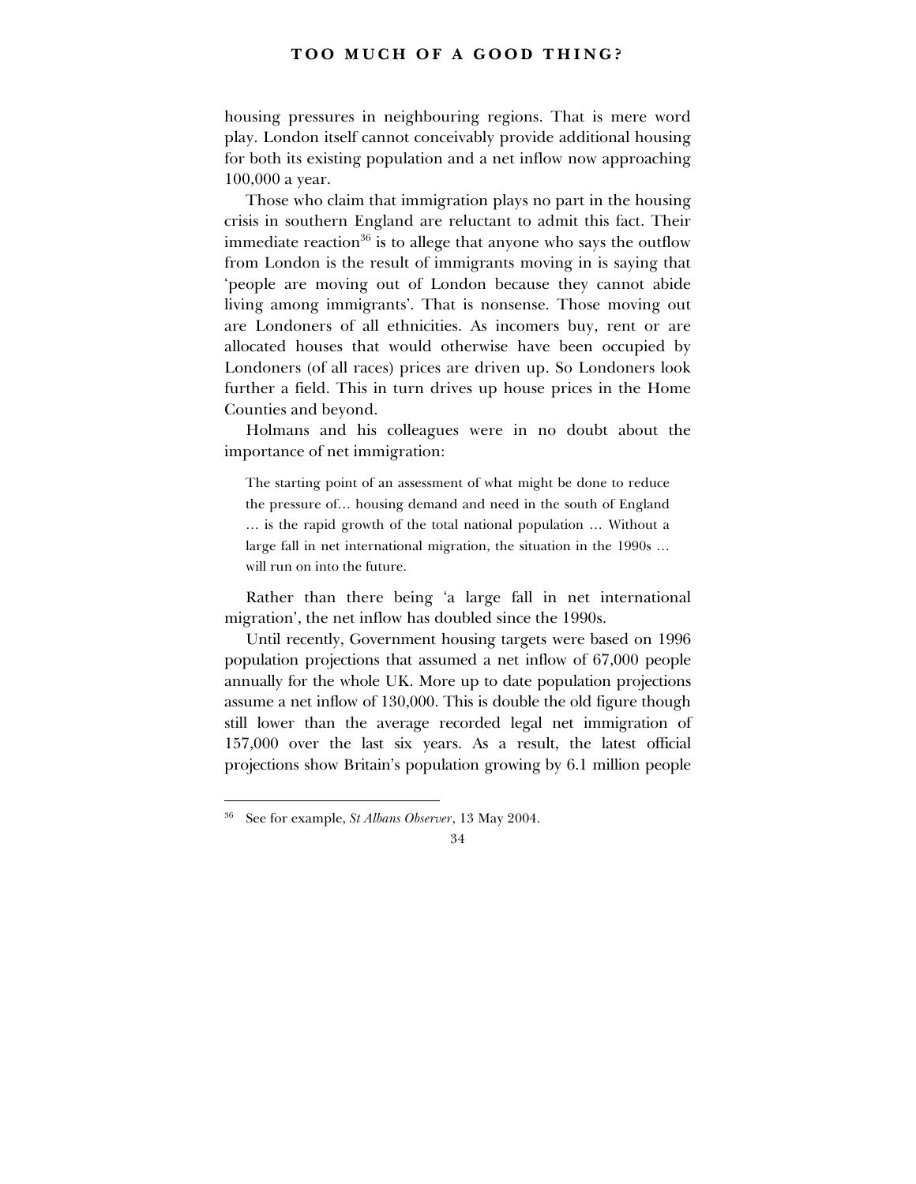housing pressures in neighbouring regions. That is mere word play. London itself cannot conceivably provide additional housing for both its existing population and a net inflow now approaching 100,000 a year.

Those who claim that immigration plays no part in the housing crisis in southern England are reluctant to admit this fact. Their immediate reaction[36] is to allege that anyone who says the outflow from London is the result of immigrants moving in is saying that 'people are moving out of London because they cannot abide living among immigrants'. That is nonsense. Those moving out are Londoners of all ethnicities. As incomers buy, rent or are allocated houses that would otherwise have been occupied by Londoners (of all races) prices are driven up. So Londoners look further a field. This in turn drives up house prices in the Home Counties and beyond.

Holmans and his colleagues were in no doubt about the importance of net immigration:

> The starting point of an assessment of what might be done to reduce the pressure of… housing demand and need in the south of England … is the rapid growth of the total national population … Without a large fall in net international migration, the situation in the 1990s … will run on into the future.

Rather than there being 'a large fall in net international migration', the net inflow has doubled since the 1990s.

Until recently, Government housing targets were based on 1996 population projections that assumed a net inflow of 67,000 people annually for the whole UK. More up to date population projections assume a net inflow of 130,000. This is double the old figure though still lower than the average recorded legal net immigration of 157,000 over the last six years. As a result, the latest official projections show Britain's population growing by 6.1 million people

---

[36] See for example, *St Albans Observer*, 13 May 2004.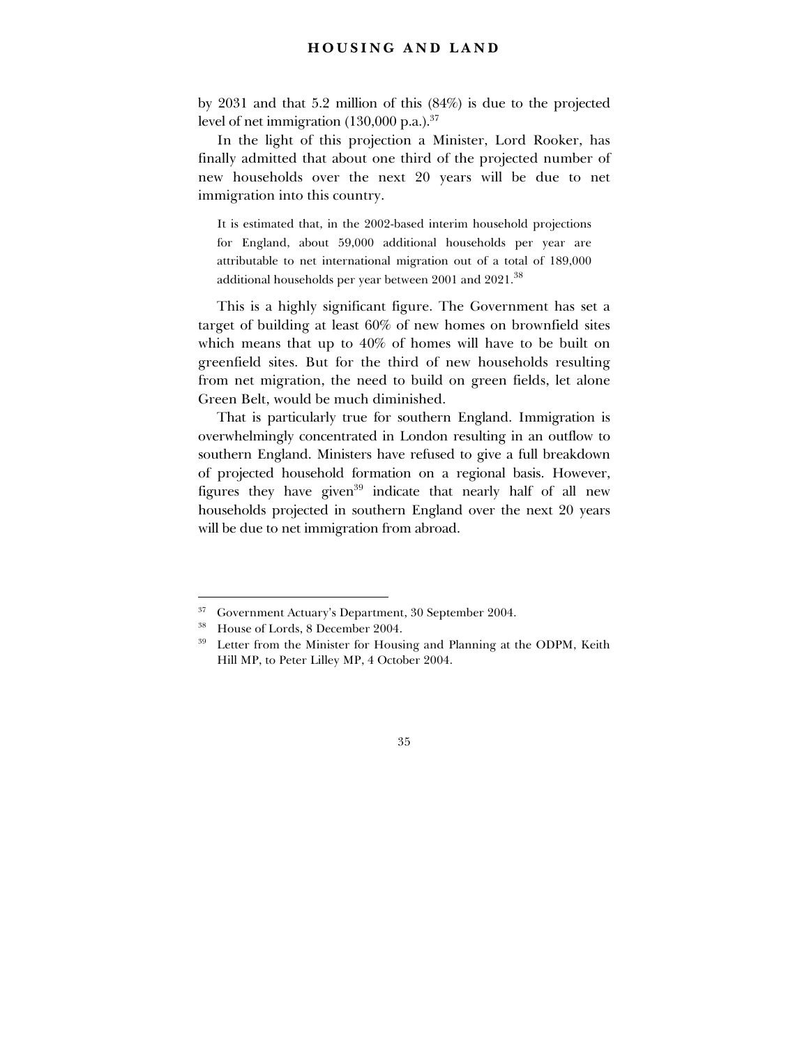by 2031 and that 5.2 million of this (84%) is due to the projected level of net immigration (130,000 p.a.).[37]

In the light of this projection a Minister, Lord Rooker, has finally admitted that about one third of the projected number of new households over the next 20 years will be due to net immigration into this country.

> It is estimated that, in the 2002-based interim household projections for England, about 59,000 additional households per year are attributable to net international migration out of a total of 189,000 additional households per year between 2001 and 2021.[38]

This is a highly significant figure. The Government has set a target of building at least 60% of new homes on brownfield sites which means that up to 40% of homes will have to be built on greenfield sites. But for the third of new households resulting from net migration, the need to build on green fields, let alone Green Belt, would be much diminished.

That is particularly true for southern England. Immigration is overwhelmingly concentrated in London resulting in an outflow to southern England. Ministers have refused to give a full breakdown of projected household formation on a regional basis. However, figures they have given[39] indicate that nearly half of all new households projected in southern England over the next 20 years will be due to net immigration from abroad.

---

[37] Government Actuary's Department, 30 September 2004.

[38] House of Lords, 8 December 2004.

[39] Letter from the Minister for Housing and Planning at the ODPM, Keith Hill MP, to Peter Lilley MP, 4 October 2004.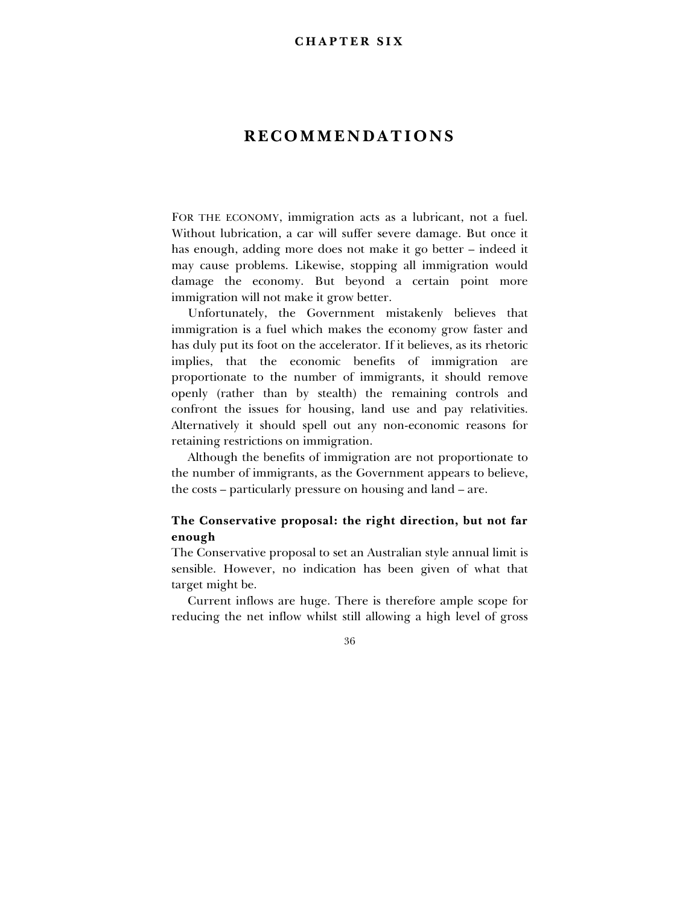# CHAPTER SIX

## RECOMMENDATIONS

FOR THE ECONOMY, immigration acts as a lubricant, not a fuel. Without lubrication, a car will suffer severe damage. But once it has enough, adding more does not make it go better – indeed it may cause problems. Likewise, stopping all immigration would damage the economy. But beyond a certain point more immigration will not make it grow better.

Unfortunately, the Government mistakenly believes that immigration is a fuel which makes the economy grow faster and has duly put its foot on the accelerator. If it believes, as its rhetoric implies, that the economic benefits of immigration are proportionate to the number of immigrants, it should remove openly (rather than by stealth) the remaining controls and confront the issues for housing, land use and pay relativities. Alternatively it should spell out any non-economic reasons for retaining restrictions on immigration.

Although the benefits of immigration are not proportionate to the number of immigrants, as the Government appears to believe, the costs – particularly pressure on housing and land – are.

### The Conservative proposal: the right direction, but not far enough

The Conservative proposal to set an Australian style annual limit is sensible. However, no indication has been given of what that target might be.

Current inflows are huge. There is therefore ample scope for reducing the net inflow whilst still allowing a high level of gross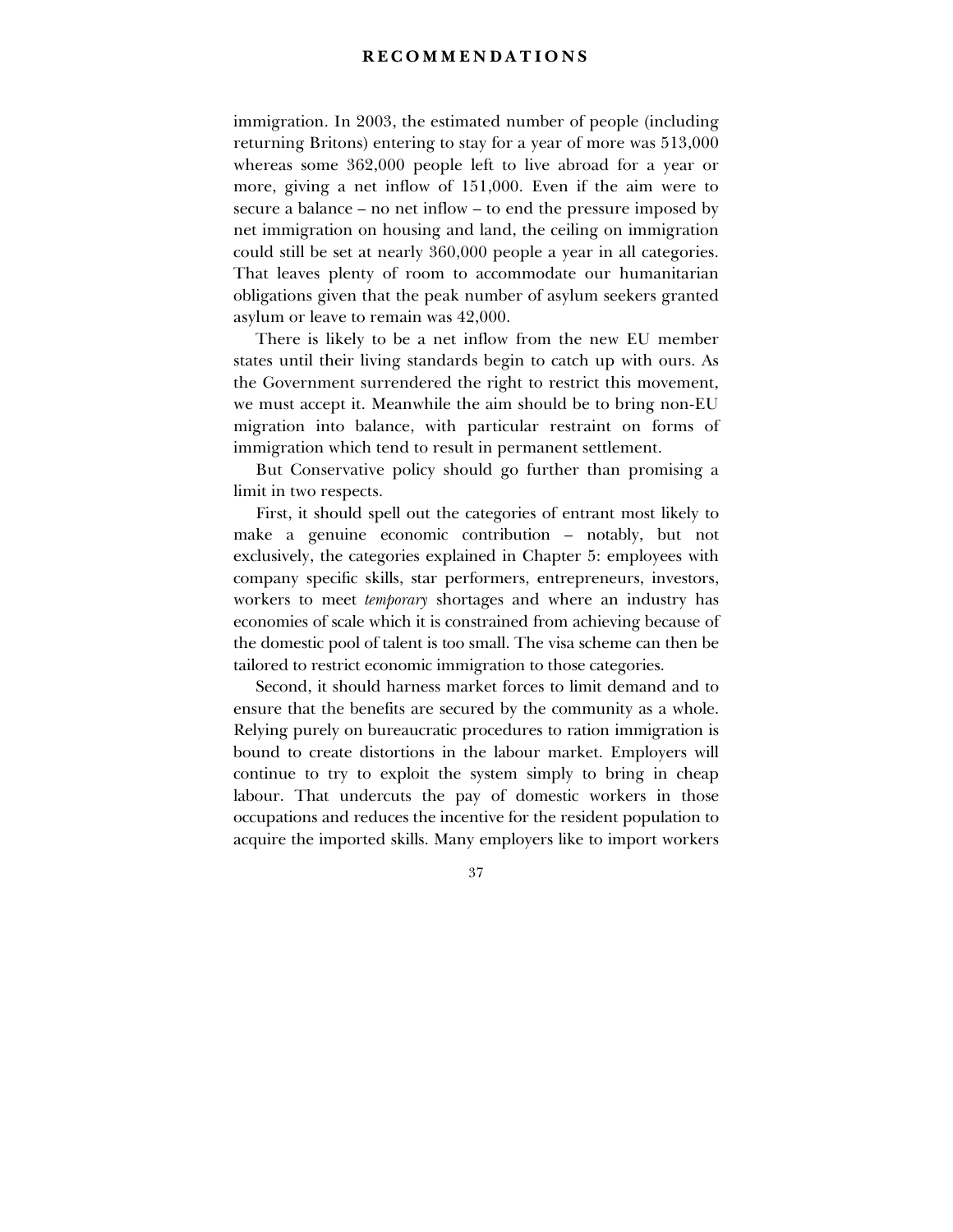immigration. In 2003, the estimated number of people (including returning Britons) entering to stay for a year of more was 513,000 whereas some 362,000 people left to live abroad for a year or more, giving a net inflow of 151,000. Even if the aim were to secure a balance – no net inflow – to end the pressure imposed by net immigration on housing and land, the ceiling on immigration could still be set at nearly 360,000 people a year in all categories. That leaves plenty of room to accommodate our humanitarian obligations given that the peak number of asylum seekers granted asylum or leave to remain was 42,000.

There is likely to be a net inflow from the new EU member states until their living standards begin to catch up with ours. As the Government surrendered the right to restrict this movement, we must accept it. Meanwhile the aim should be to bring non-EU migration into balance, with particular restraint on forms of immigration which tend to result in permanent settlement.

But Conservative policy should go further than promising a limit in two respects.

First, it should spell out the categories of entrant most likely to make a genuine economic contribution – notably, but not exclusively, the categories explained in Chapter 5: employees with company specific skills, star performers, entrepreneurs, investors, workers to meet *temporary* shortages and where an industry has economies of scale which it is constrained from achieving because of the domestic pool of talent is too small. The visa scheme can then be tailored to restrict economic immigration to those categories.

Second, it should harness market forces to limit demand and to ensure that the benefits are secured by the community as a whole. Relying purely on bureaucratic procedures to ration immigration is bound to create distortions in the labour market. Employers will continue to try to exploit the system simply to bring in cheap labour. That undercuts the pay of domestic workers in those occupations and reduces the incentive for the resident population to acquire the imported skills. Many employers like to import workers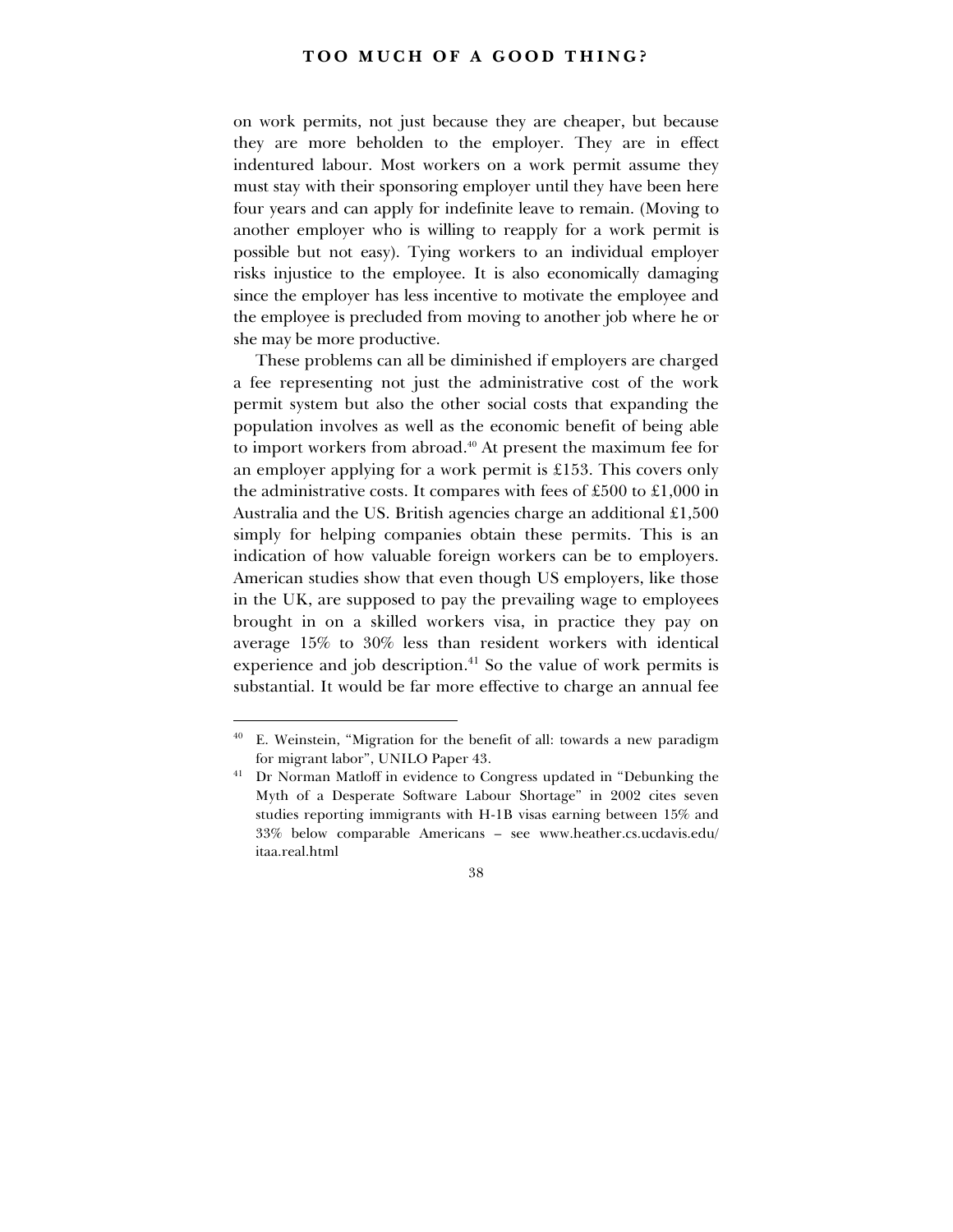on work permits, not just because they are cheaper, but because they are more beholden to the employer. They are in effect indentured labour. Most workers on a work permit assume they must stay with their sponsoring employer until they have been here four years and can apply for indefinite leave to remain. (Moving to another employer who is willing to reapply for a work permit is possible but not easy). Tying workers to an individual employer risks injustice to the employee. It is also economically damaging since the employer has less incentive to motivate the employee and the employee is precluded from moving to another job where he or she may be more productive.

These problems can all be diminished if employers are charged a fee representing not just the administrative cost of the work permit system but also the other social costs that expanding the population involves as well as the economic benefit of being able to import workers from abroad.[40] At present the maximum fee for an employer applying for a work permit is £153. This covers only the administrative costs. It compares with fees of £500 to £1,000 in Australia and the US. British agencies charge an additional £1,500 simply for helping companies obtain these permits. This is an indication of how valuable foreign workers can be to employers. American studies show that even though US employers, like those in the UK, are supposed to pay the prevailing wage to employees brought in on a skilled workers visa, in practice they pay on average 15% to 30% less than resident workers with identical experience and job description.[41] So the value of work permits is substantial. It would be far more effective to charge an annual fee

---

[40] E. Weinstein, "Migration for the benefit of all: towards a new paradigm for migrant labor", UNILO Paper 43.

[41] Dr Norman Matloff in evidence to Congress updated in "Debunking the Myth of a Desperate Software Labour Shortage" in 2002 cites seven studies reporting immigrants with H-1B visas earning between 15% and 33% below comparable Americans – see www.heather.cs.ucdavis.edu/itaa.real.html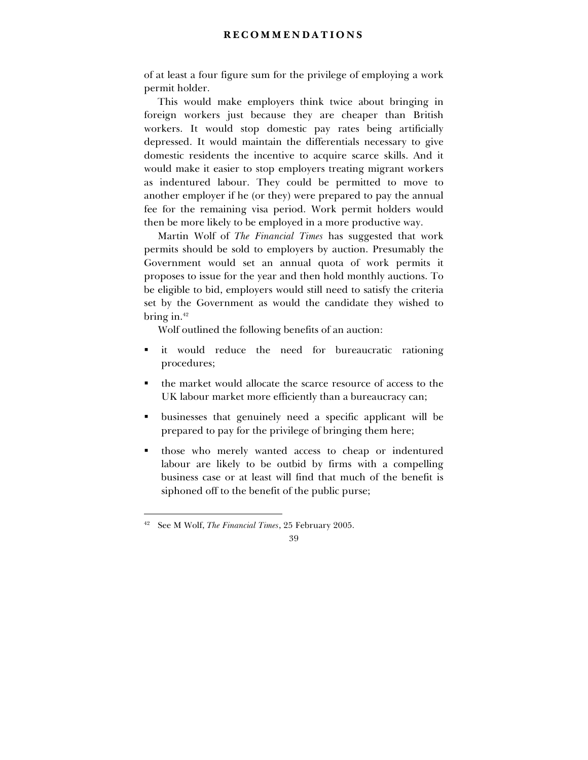of at least a four figure sum for the privilege of employing a work permit holder.

This would make employers think twice about bringing in foreign workers just because they are cheaper than British workers. It would stop domestic pay rates being artificially depressed. It would maintain the differentials necessary to give domestic residents the incentive to acquire scarce skills. And it would make it easier to stop employers treating migrant workers as indentured labour. They could be permitted to move to another employer if he (or they) were prepared to pay the annual fee for the remaining visa period. Work permit holders would then be more likely to be employed in a more productive way.

Martin Wolf of *The Financial Times* has suggested that work permits should be sold to employers by auction. Presumably the Government would set an annual quota of work permits it proposes to issue for the year and then hold monthly auctions. To be eligible to bid, employers would still need to satisfy the criteria set by the Government as would the candidate they wished to bring in.[42]

Wolf outlined the following benefits of an auction:

- it would reduce the need for bureaucratic rationing procedures;
- the market would allocate the scarce resource of access to the UK labour market more efficiently than a bureaucracy can;
- businesses that genuinely need a specific applicant will be prepared to pay for the privilege of bringing them here;
- those who merely wanted access to cheap or indentured labour are likely to be outbid by firms with a compelling business case or at least will find that much of the benefit is siphoned off to the benefit of the public purse;

[42] See M Wolf, *The Financial Times*, 25 February 2005.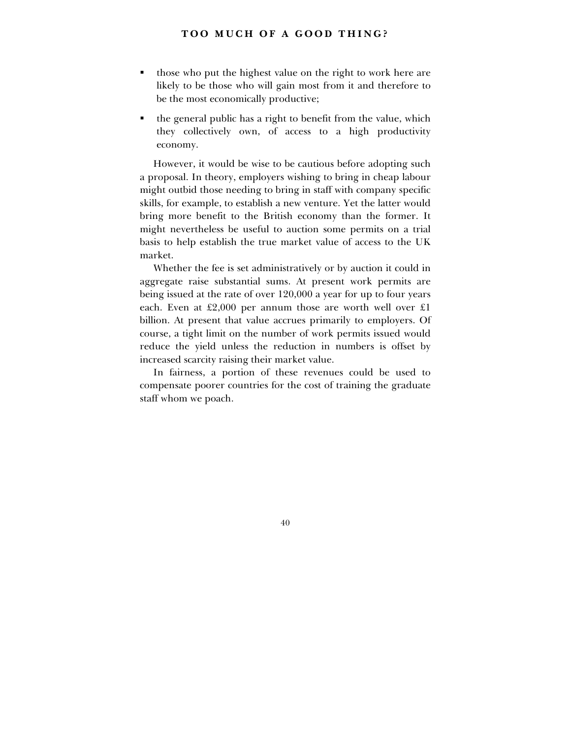- those who put the highest value on the right to work here are likely to be those who will gain most from it and therefore to be the most economically productive;
- the general public has a right to benefit from the value, which they collectively own, of access to a high productivity economy.

However, it would be wise to be cautious before adopting such a proposal. In theory, employers wishing to bring in cheap labour might outbid those needing to bring in staff with company specific skills, for example, to establish a new venture. Yet the latter would bring more benefit to the British economy than the former. It might nevertheless be useful to auction some permits on a trial basis to help establish the true market value of access to the UK market.

Whether the fee is set administratively or by auction it could in aggregate raise substantial sums. At present work permits are being issued at the rate of over 120,000 a year for up to four years each. Even at £2,000 per annum those are worth well over £1 billion. At present that value accrues primarily to employers. Of course, a tight limit on the number of work permits issued would reduce the yield unless the reduction in numbers is offset by increased scarcity raising their market value.

In fairness, a portion of these revenues could be used to compensate poorer countries for the cost of training the graduate staff whom we poach.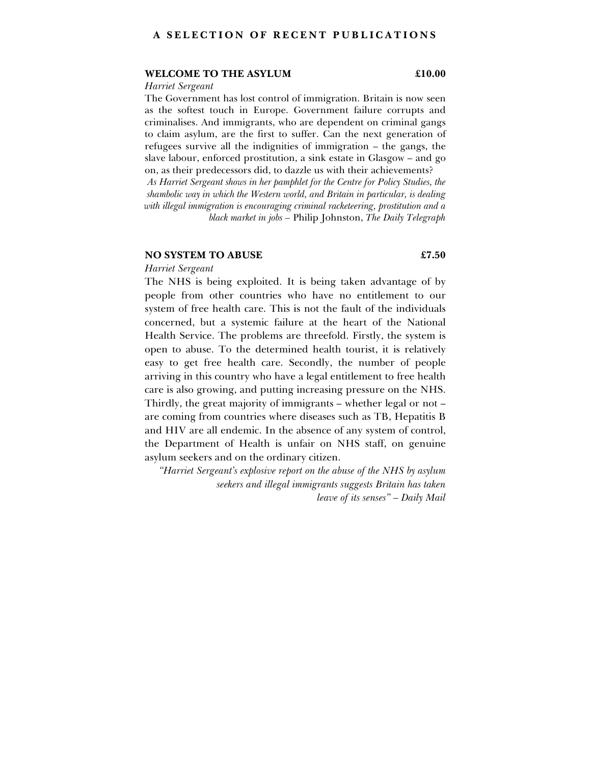## A SELECTION OF RECENT PUBLICATIONS

### WELCOME TO THE ASYLUM £10.00

*Harriet Sergeant*

The Government has lost control of immigration. Britain is now seen as the softest touch in Europe. Government failure corrupts and criminalises. And immigrants, who are dependent on criminal gangs to claim asylum, are the first to suffer. Can the next generation of refugees survive all the indignities of immigration – the gangs, the slave labour, enforced prostitution, a sink estate in Glasgow – and go on, as their predecessors did, to dazzle us with their achievements?

*As Harriet Sergeant shows in her pamphlet for the Centre for Policy Studies, the shambolic way in which the Western world, and Britain in particular, is dealing with illegal immigration is encouraging criminal racketeering, prostitution and a black market in jobs* – Philip Johnston, *The Daily Telegraph*

### NO SYSTEM TO ABUSE £7.50

*Harriet Sergeant*

The NHS is being exploited. It is being taken advantage of by people from other countries who have no entitlement to our system of free health care. This is not the fault of the individuals concerned, but a systemic failure at the heart of the National Health Service. The problems are threefold. Firstly, the system is open to abuse. To the determined health tourist, it is relatively easy to get free health care. Secondly, the number of people arriving in this country who have a legal entitlement to free health care is also growing, and putting increasing pressure on the NHS. Thirdly, the great majority of immigrants – whether legal or not – are coming from countries where diseases such as TB, Hepatitis B and HIV are all endemic. In the absence of any system of control, the Department of Health is unfair on NHS staff, on genuine asylum seekers and on the ordinary citizen.

*"Harriet Sergeant's explosive report on the abuse of the NHS by asylum seekers and illegal immigrants suggests Britain has taken leave of its senses"* – *Daily Mail*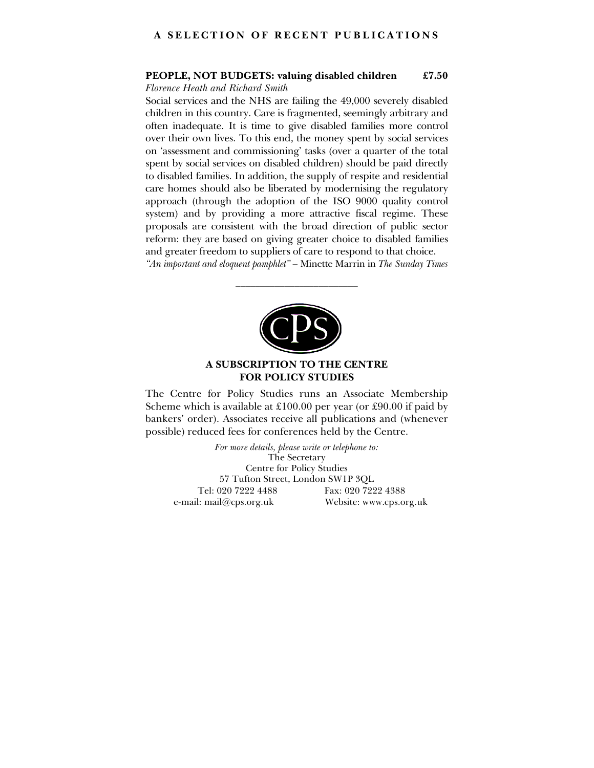## A SELECTION OF RECENT PUBLICATIONS

**PEOPLE, NOT BUDGETS: valuing disabled children £7.50**

*Florence Heath and Richard Smith*

Social services and the NHS are failing the 49,000 severely disabled children in this country. Care is fragmented, seemingly arbitrary and often inadequate. It is time to give disabled families more control over their own lives. To this end, the money spent by social services on 'assessment and commissioning' tasks (over a quarter of the total spent by social services on disabled children) should be paid directly to disabled families. In addition, the supply of respite and residential care homes should also be liberated by modernising the regulatory approach (through the adoption of the ISO 9000 quality control system) and by providing a more attractive fiscal regime. These proposals are consistent with the broad direction of public sector reform: they are based on giving greater choice to disabled families and greater freedom to suppliers of care to respond to that choice.

*"An important and eloquent pamphlet"* – Minette Marrin in *The Sunday Times*

---

CPS

### A SUBSCRIPTION TO THE CENTRE FOR POLICY STUDIES

The Centre for Policy Studies runs an Associate Membership Scheme which is available at £100.00 per year (or £90.00 if paid by bankers' order). Associates receive all publications and (whenever possible) reduced fees for conferences held by the Centre.

*For more details, please write or telephone to:*
The Secretary
Centre for Policy Studies
57 Tufton Street, London SW1P 3QL
Tel: 020 7222 4488 Fax: 020 7222 4388
e-mail: mail@cps.org.uk Website: www.cps.org.uk